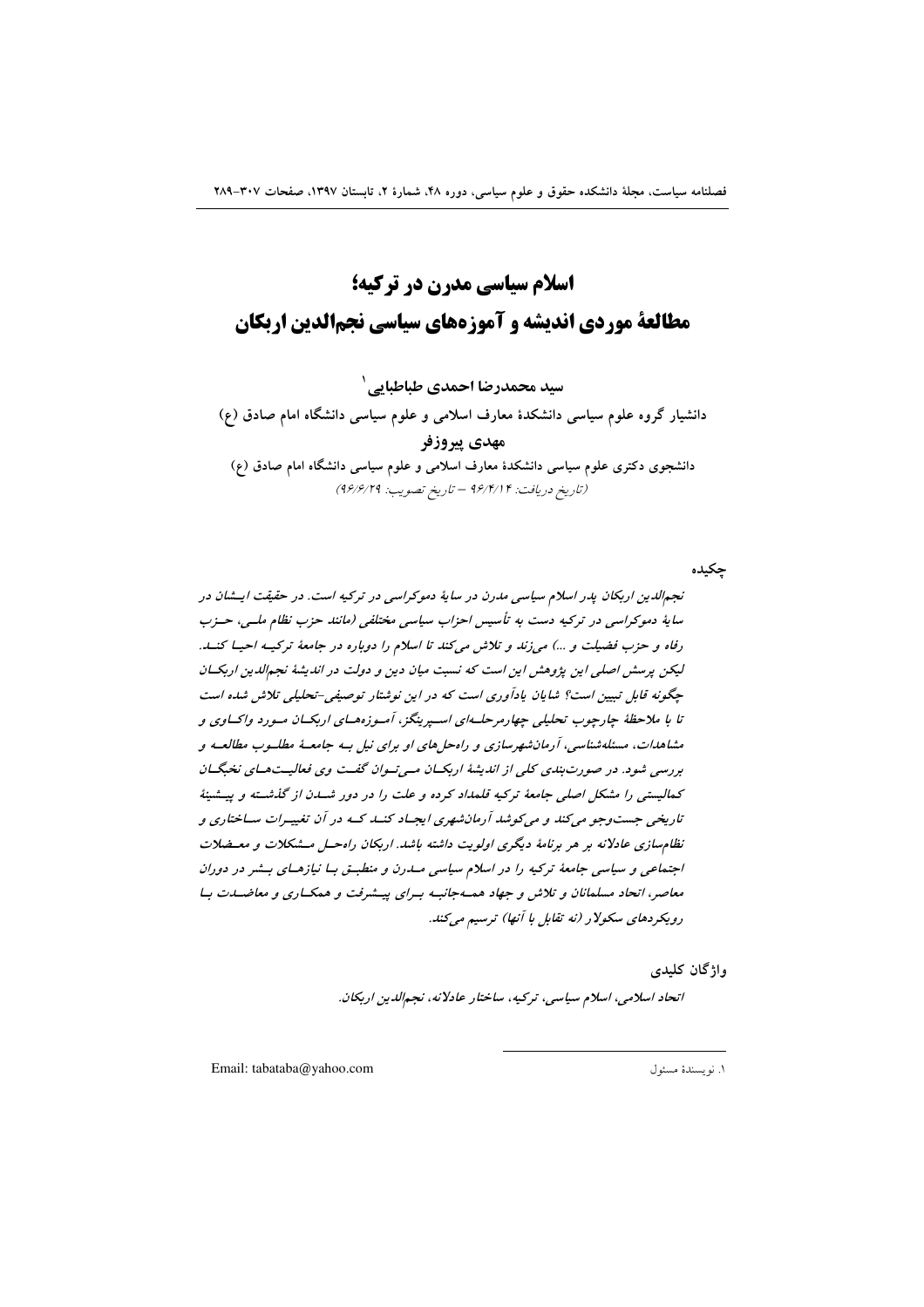# اسلام سیاسی مدرن در ترکیه؛ مطالعهٔ موردی اندیشه و آموزه‌های سیاسی نجم‌الدین اربکان

**سید محمدرضا احمدی طباطبایی**[1]

دانشیار گروه علوم سیاسی دانشکدهٔ معارف اسلامی و علوم سیاسی دانشگاه امام صادق (ع)

**مهدی پیروزفر**

دانشجوی دکتری علوم سیاسی دانشکدهٔ معارف اسلامی و علوم سیاسی دانشگاه امام صادق (ع)

*(تاریخ دریافت: ۹۶/۴/۱۴ – تاریخ تصویب: ۹۶/۶/۲۹)*

## چکیده

*نجم‌الدین اربکان پدر اسلام سیاسی مدرن در سایهٔ دموکراسی در ترکیه است. در حقیقت ایشان در سایهٔ دموکراسی در ترکیه دست به تأسیس احزاب سیاسی مختلفی (مانند حزب نظام ملی، حزب رفاه و حزب فضیلت و ...) می‌زند و تلاش می‌کند تا اسلام را دوباره در جامعهٔ ترکیه احیا کند. لیکن پرسش اصلی این پژوهش این است که نسبت میان دین و دولت در اندیشهٔ نجم‌الدین اربکان چگونه قابل تبیین است؟ شایان یادآوری است که در این نوشتار توصیفی-تحلیلی تلاش شده است تا با ملاحظهٔ چارچوب تحلیلی چهارمرحله‌ای اسپرینگز، آموزه‌های اربکان مورد واکاوی و مشاهدات، مسئله‌شناسی، آرمان‌شهرسازی و راه‌حل‌های او برای نیل به جامعهٔ مطلوب مطالعه و بررسی شود. در صورت‌بندی کلی از اندیشهٔ اربکان می‌توان گفت وی فعالیت‌های نخبگان کمالیستی را مشکل اصلی جامعهٔ ترکیه قلمداد کرده و علت را در دور شدن از گذشته و پیشینهٔ تاریخی جست‌وجو می‌کند و می‌کوشد آرمان‌شهری ایجاد کند که در آن تغییرات ساختاری و نظام‌سازی عادلانه بر هر برنامهٔ دیگری اولویت داشته باشد. اربکان راه‌حل مشکلات و معضلات اجتماعی و سیاسی جامعهٔ ترکیه را در اسلام سیاسی مدرن و منطبق با نیازهای بشر در دوران معاصر، اتحاد مسلمانان و تلاش و جهاد همه‌جانبه برای پیشرفت و همکاری و معاضدت با رویکردهای سکولار (نه تقابل با آنها) ترسیم می‌کند.*

## واژگان کلیدی

*اتحاد اسلامی، اسلام سیاسی، ترکیه، ساختار عادلانه، نجم‌الدین اربکان.*

---

[1] نویسندهٔ مسئول — Email: tabataba@yahoo.com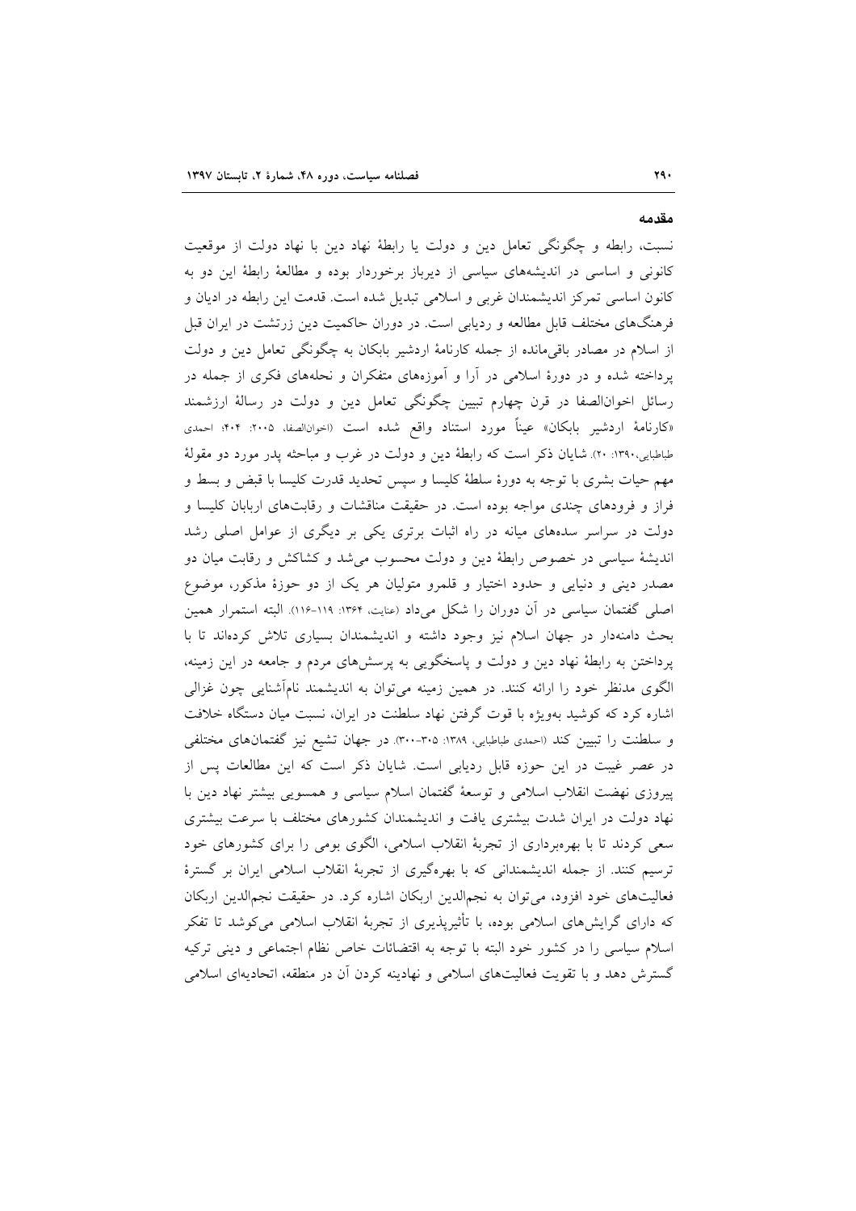## مقدمه

نسبت، رابطه و چگونگی تعامل دین و دولت یا رابطهٔ نهاد دین با نهاد دولت از موقعیت کانونی و اساسی در اندیشه‌های سیاسی از دیرباز برخوردار بوده و مطالعهٔ رابطهٔ این دو به کانون اساسی تمرکز اندیشمندان غربی و اسلامی تبدیل شده است. قدمت این رابطه در ادیان و فرهنگ‌های مختلف قابل مطالعه و ردیابی است. در دوران حاکمیت دین زرتشت در ایران قبل از اسلام در مصادر باقی‌مانده از جمله کارنامهٔ اردشیر بابکان به چگونگی تعامل دین و دولت پرداخته شده و در دورهٔ اسلامی در آرا و آموزه‌های متفکران و نحله‌های فکری از جمله در رسائل اخوان‌الصفا در قرن چهارم تبیین چگونگی تعامل دین و دولت در رسالهٔ ارزشمند «کارنامهٔ اردشیر بابکان» عیناً مورد استناد واقع شده است (اخوان‌الصفا، ۲۰۰۵: ۴۰۴؛ احمدی طباطبایی، ۱۳۹۰: ۲۰). شایان ذکر است که رابطهٔ دین و دولت در غرب و مباحثه پدر مورد دو مقولهٔ مهم حیات بشری با توجه به دورهٔ سلطهٔ کلیسا و سپس تحدید قدرت کلیسا با قبض و بسط و فراز و فرودهای چندی مواجه بوده است. در حقیقت مناقشات و رقابت‌های اربابان کلیسا و دولت در سراسر سده‌های میانه در راه اثبات برتری یکی بر دیگری یکی از عوامل اصلی رشد اندیشهٔ سیاسی در خصوص رابطهٔ دین و دولت محسوب می‌شد و کشاکش و رقابت میان دو مصدر دینی و دنیایی و حدود اختیار و قلمرو متولیان هر یک از دو حوزهٔ مذکور، موضوع اصلی گفتمان سیاسی در آن دوران را شکل می‌داد (عنایت، ۱۳۶۴: ۱۱۹-۱۱۶). البته استمرار همین بحث دامنه‌دار در جهان اسلام نیز وجود داشته و اندیشمندان بسیاری تلاش کرده‌اند تا با پرداختن به رابطهٔ نهاد دین و دولت و پاسخگویی به پرسش‌های مردم و جامعه در این زمینه، الگوی مدنظر خود را ارائه کنند. در همین زمینه می‌توان به اندیشمند نام‌آشنایی چون غزالی اشاره کرد که کوشید به‌ویژه با قوت گرفتن نهاد سلطنت در ایران، نسبت میان دستگاه خلافت و سلطنت را تبیین کند (احمدی طباطبایی، ۱۳۸۹: ۳۰۵-۳۰۰). در جهان تشیع نیز گفتمان‌های مختلفی در عصر غیبت در این حوزه قابل ردیابی است. شایان ذکر است که این مطالعات پس از پیروزی نهضت انقلاب اسلامی و توسعهٔ گفتمان اسلام سیاسی و همسویی بیشتر نهاد دین با نهاد دولت در ایران شدت بیشتری یافت و اندیشمندان کشورهای مختلف با سرعت بیشتری سعی کردند تا با بهره‌برداری از تجربهٔ انقلاب اسلامی، الگوی بومی را برای کشورهای خود ترسیم کنند. از جمله اندیشمندانی که با بهره‌گیری از تجربهٔ انقلاب اسلامی ایران بر گسترهٔ فعالیت‌های خود افزود، می‌توان به نجم‌الدین اربکان اشاره کرد. در حقیقت نجم‌الدین اربکان که دارای گرایش‌های اسلامی بوده، با تأثیرپذیری از تجربهٔ انقلاب اسلامی می‌کوشد تا تفکر اسلام سیاسی را در کشور خود البته با توجه به اقتضائات خاص نظام اجتماعی و دینی ترکیه گسترش دهد و با تقویت فعالیت‌های اسلامی و نهادینه کردن آن در منطقه، اتحادیه‌ای اسلامی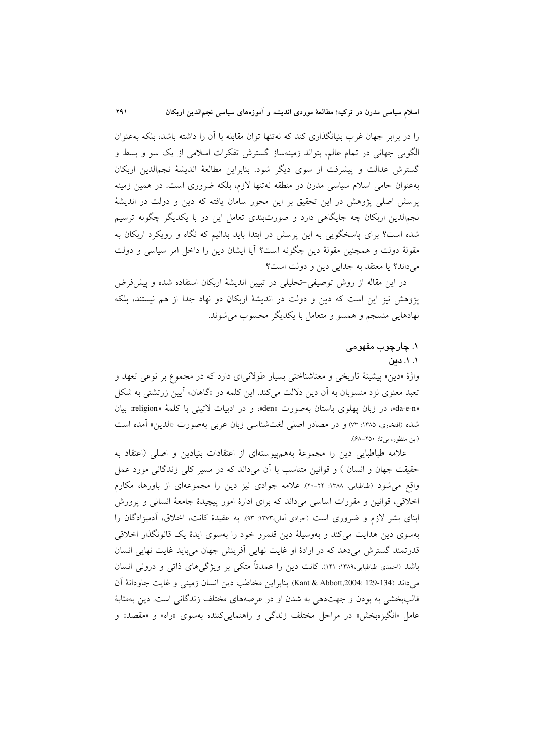را در برابر جهان غرب بنیانگذاری کند که نه‌تنها توان مقابله با آن را داشته باشد، بلکه به‌عنوان الگویی جهانی در تمام عالم، بتواند زمینه‌ساز گسترش تفکرات اسلامی از یک سو و بسط و گسترش عدالت و پیشرفت از سوی دیگر شود. بنابراین مطالعهٔ اندیشهٔ نجم‌الدین اربکان به‌عنوان حامی اسلام سیاسی مدرن در منطقه نه‌تنها لازم، بلکه ضروری است. در همین زمینه پرسش اصلی پژوهش در این تحقیق بر این محور سامان یافته که دین و دولت در اندیشهٔ نجم‌الدین اربکان چه جایگاهی دارد و صورت‌بندی تعامل این دو با یکدیگر چگونه ترسیم شده است؟ برای پاسخگویی به این پرسش در ابتدا باید بدانیم که نگاه و رویکرد اربکان به مقولهٔ دولت و همچنین مقولهٔ دین چگونه است؟ آیا ایشان دین را داخل امر سیاسی و دولت می‌داند؟ یا معتقد به جدایی دین و دولت است؟

در این مقاله از روش توصیفی-تحلیلی در تبیین اندیشهٔ اربکان استفاده شده و پیش‌فرض پژوهش نیز این است که دین و دولت در اندیشهٔ اربکان دو نهاد جدا از هم نیستند، بلکه نهادهایی منسجم و همسو و متعامل با یکدیگر محسوب می‌شوند.

## ۱. چارچوب مفهومی

### ۱. ۱. دین

واژهٔ «دین» پیشینهٔ تاریخی و معناشناختی بسیار طولانی‌ای دارد که در مجموع بر نوعی تعهد و تعبد معنوی نزد منسوبان به آن دین دلالت می‌کند. این کلمه در «گاهان» آیین زرتشتی به شکل «da-e-n»، در زبان پهلوی باستان به‌صورت «den»، و در ادبیات لاتینی با کلمهٔ «religion» بیان شده (افتخاری، ۱۳۸۵: ۷۳) و در مصادر اصلی لغت‌شناسی زبان عربی به‌صورت «الدین» آمده است (ابن منظور، بی‌تا: ۲۵۰-۶۸).

علامه طباطبایی دین را مجموعهٔ به‌هم‌پیوسته‌ای از اعتقادات بنیادین و اصلی (اعتقاد به حقیقت جهان و انسان ) و قوانین متناسب با آن می‌داند که در مسیر کلی زندگانی مورد عمل واقع می‌شود (طباطبایی، ۱۳۸۸: ۲۲-۲۰). علامه جوادی نیز دین را مجموعه‌ای از باورها، مکارم اخلاقی، قوانین و مقررات اساسی می‌داند که برای ادارهٔ امور پیچیدهٔ جامعهٔ انسانی و پرورش ابنای بشر لازم و ضروری است (جوادی آملی،۱۳۷۳: ۹۳). به عقیدهٔ کانت، اخلاق، آدمیزادگان را به‌سوی دین هدایت می‌کند و به‌وسیلهٔ دین قلمرو خود را به‌سوی ایدهٔ یک قانونگذار اخلاقی قدرتمند گسترش می‌دهد که در ارادهٔ او غایت نهایی آفرینش جهان می‌باید غایت نهایی انسان باشد (احمدی طباطبایی،۱۳۸۹: ۱۴۱). کانت دین را عمدتاً متکی بر ویژگی‌های ذاتی و درونی انسان می‌داند (Kant & Abbott,2004: 129-134). بنابراین مخاطب دین انسان زمینی و غایت جاودانهٔ آن قالب‌بخشی به بودن و جهت‌دهی به شدن او در عرصه‌های مختلف زندگانی است. دین به‌مثابهٔ عامل «انگیزه‌بخش» در مراحل مختلف زندگی و راهنمایی‌کننده به‌سوی «راه» و «مقصد» و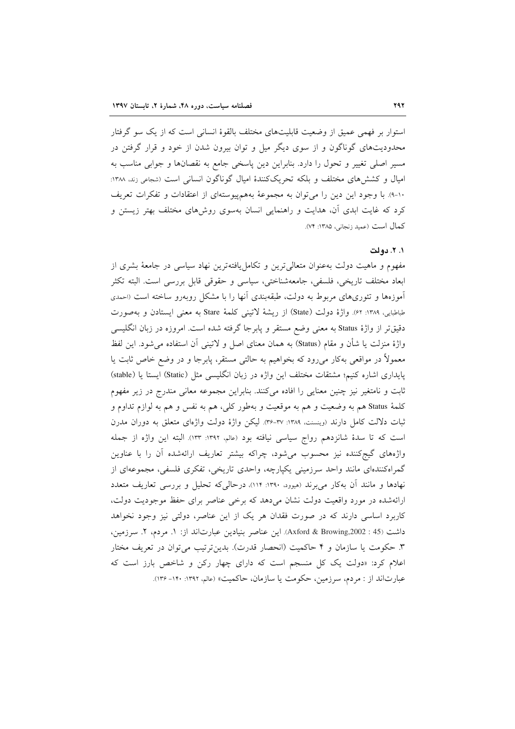استوار بر فهمی عمیق از وضعیت قابلیت‌های مختلف بالقوهٔ انسانی است که از یک سو گرفتار محدودیت‌های گوناگون و از سوی دیگر میل و توان بیرون شدن از خود و قرار گرفتن در مسیر اصلی تغییر و تحول را دارد. بنابراین دین پاسخی جامع به نقصان‌ها و جوابی مناسب به امیال و کشش‌های مختلف و بلکه تحریک‌کنندهٔ امیال گوناگون انسانی است (شجاعی زند، ۱۳۸۸: ۱۰-۹). با وجود این دین را می‌توان به مجموعهٔ به‌هم‌پیوسته‌ای از اعتقادات و تفکرات تعریف کرد که غایت ابدی آن، هدایت و راهنمایی انسان به‌سوی روش‌های مختلف بهتر زیستن و کمال است (عمید زنجانی، ۱۳۸۵: ۷۴).

### ۱. ۲. دولت

مفهوم و ماهیت دولت به‌عنوان متعالی‌ترین و تکامل‌یافته‌ترین نهاد سیاسی در جامعهٔ بشری از ابعاد مختلف تاریخی، فلسفی، جامعه‌شناختی، سیاسی و حقوقی قابل بررسی است. البته تکثر آموزه‌ها و تئوری‌های مربوط به دولت، طبقه‌بندی آنها را با مشکل روبه‌رو ساخته است (احمدی طباطبایی، ۱۳۸۹: ۶۲). واژهٔ دولت (State) از ریشهٔ لاتینی کلمهٔ Stare به معنی ایستادن و به‌صورت دقیق‌تر از واژهٔ Status به معنی وضع مستقر و پابرجا گرفته شده است. امروزه در زبان انگلیسی واژهٔ منزلت یا شأن و مقام (Status) به همان معنای اصل و لاتینی آن استفاده می‌شود. این لفظ معمولاً در مواقعی به‌کار می‌رود که بخواهیم به حالتی مستقر، پابرجا و در وضع خاص ثابت یا پایداری اشاره کنیم؛ مشتقات مختلف این واژه در زبان انگلیسی مثل (Static) ایستا یا (stable) ثابت و نامتغیر نیز چنین معنایی را افاده می‌کنند. بنابراین مجموعه معانی مندرج در زیر مفهوم کلمهٔ Status هم به وضعیت و هم به موقعیت و به‌طور کلی، هم به نفس و هم به لوازم تداوم و ثبات دلالت کامل دارند (وینسنت، ۱۳۸۹: ۳۷-۳۶). لیکن واژهٔ دولت واژه‌ای متعلق به دوران مدرن است که تا سدهٔ شانزدهم رواج سیاسی نیافته بود (عالم، ۱۳۹۲: ۱۳۳). البته این واژه از جمله واژه‌های گیج‌کننده نیز محسوب می‌شود، چراکه بیشتر تعاریف ارائه‌شده آن را با عناوین گمراه‌کننده‌ای مانند واحد سرزمینی یکپارچه، واحدی تاریخی، تفکری فلسفی، مجموعه‌ای از نهادها و مانند آن به‌کار می‌برند (هیوود، ۱۳۹۰: ۱۱۴)، درحالی‌که تحلیل و بررسی تعاریف متعدد ارائه‌شده در مورد واقعیت دولت نشان می‌دهد که برخی عناصر برای حفظ موجودیت دولت، کاربرد اساسی دارند که در صورت فقدان هر یک از این عناصر، دولتی نیز وجود نخواهد داشت (Axford & Browing,2002 : 45). این عناصر بنیادین عبارت‌اند از: ۱. مردم، ۲. سرزمین، ۳. حکومت یا سازمان و ۴ حاکمیت (انحصار قدرت). بدین‌ترتیب می‌توان در تعریف مختار اعلام کرد: «دولت یک کل منسجم است که دارای چهار رکن و شاخص بارز است که عبارت‌اند از : مردم، سرزمین، حکومت یا سازمان، حاکمیت» (عالم، ۱۳۹۲: ۱۴۰- ۱۳۶).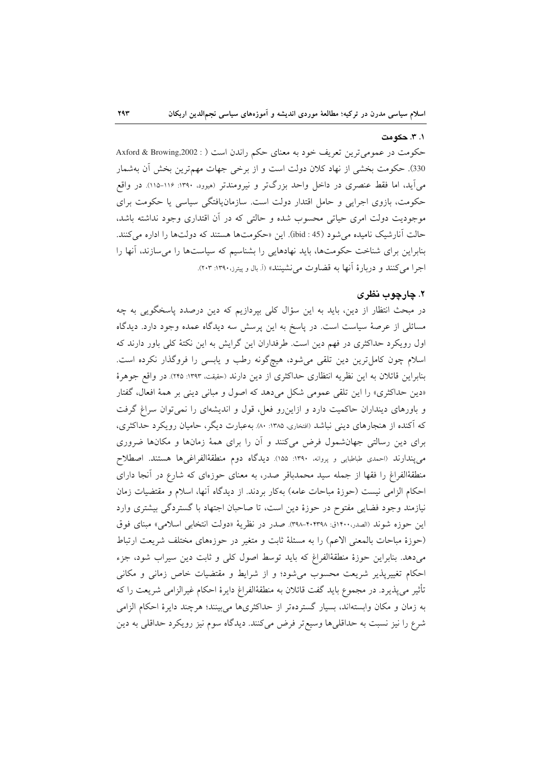### ۱. ۳. حکومت

حکومت در عمومی‌ترین تعریف خود به معنای حکم راندن است (Axford & Browing,2002 : 330). حکومت بخشی از نهاد کلان دولت است و از برخی جهات مهم‌ترین بخش آن به‌شمار می‌آید، اما فقط عنصری در داخل واحد بزرگ‌تر و نیرومندتر (هیوود، ۱۳۹۰: ۱۱۶-۱۱۵). در واقع حکومت، بازوی اجرایی و حامل اقتدار دولت است. سازمان‌یافتگی سیاسی یا حکومت برای موجودیت دولت امری حیاتی محسوب شده و حالتی که در آن اقتداری وجود نداشته باشد، حالت آنارشیک نامیده می‌شود (ibid : 45). این «حکومت‌ها هستند که دولت‌ها را اداره می‌کنند. بنابراین برای شناخت حکومت‌ها، باید نهادهایی را بشناسیم که سیاست‌ها را می‌سازند، آنها را اجرا می‌کنند و دربارهٔ آنها به قضاوت می‌نشینند» (آ. بال و پیترز، ۱۳۹۰: ۲۰۳).

## ۲. چارچوب نظری

در مبحث انتظار از دین، باید به این سؤال کلی بپردازیم که دین درصدد پاسخگویی به چه مسائلی از عرصهٔ سیاست است. در پاسخ به این پرسش سه دیدگاه عمده وجود دارد. دیدگاه اول رویکرد حداکثری در فهم دین است. طرفداران این گرایش به این نکتهٔ کلی باور دارند که اسلام چون کامل‌ترین دین تلقی می‌شود، هیچ‌گونه رطب و یابسی را فروگذار نکرده است. بنابراین قائلان به این نظریه انتظاری حداکثری از دین دارند (حقیقت، ۱۳۹۳: ۲۴۵). در واقع جوهرهٔ «دین حداکثری» را این تلقی عمومی شکل می‌دهد که اصول و مبانی دینی بر همهٔ افعال، گفتار و باورهای دینداران حاکمیت دارد و ازاین‌رو فعل، قول و اندیشه‌ای را نمی‌توان سراغ گرفت که آکنده از هنجارهای دینی نباشد (افتخاری، ۱۳۸۵: ۸۰). به‌عبارت دیگر، حامیان رویکرد حداکثری، برای دین رسالتی جهان‌شمول فرض می‌کنند و آن را برای همهٔ زمان‌ها و مکان‌ها ضروری می‌پندارند (احمدی طباطبایی و پروانه، ۱۳۹۰: ۱۵۵). دیدگاه دوم منطقةالفراغی‌ها هستند. اصطلاح منطقةالفراغ را فقها از جمله سید محمدباقر صدر، به معنای حوزه‌ای که شارع در آنجا دارای احکام الزامی نیست (حوزهٔ مباحات عامه) به‌کار بردند. از دیدگاه آنها، اسلام و مقتضیات زمان نیازمند وجود فضایی مفتوح در حوزهٔ دین است، تا صاحبان اجتهاد با گستردگی بیشتری وارد این حوزه شوند (الصدر، ۱۴۰۰ق: ۴۰۴۳۹۸-۳۹۸). صدر در نظریهٔ «دولت انتخابی اسلامی» مبنای فوق (حوزهٔ مباحات بالمعنی الاعم) را به مسئلهٔ ثابت و متغیر در حوزه‌های مختلف شریعت ارتباط می‌دهد. بنابراین حوزهٔ منطقةالفراغ که باید توسط اصول کلی و ثابت دین سیراب شود، جزء احکام تغییرپذیر شریعت محسوب می‌شود؛ و از شرایط و مقتضیات خاص زمانی و مکانی تأثیر می‌پذیرد. در مجموع باید گفت قائلان به منطقةالفراغ دایرهٔ احکام غیرالزامی شریعت را که به زمان و مکان وابسته‌اند، بسیار گسترده‌تر از حداکثری‌ها می‌بینند؛ هرچند دایرهٔ احکام الزامی شرع را نیز نسبت به حداقلی‌ها وسیع‌تر فرض می‌کنند. دیدگاه سوم نیز رویکرد حداقلی به دین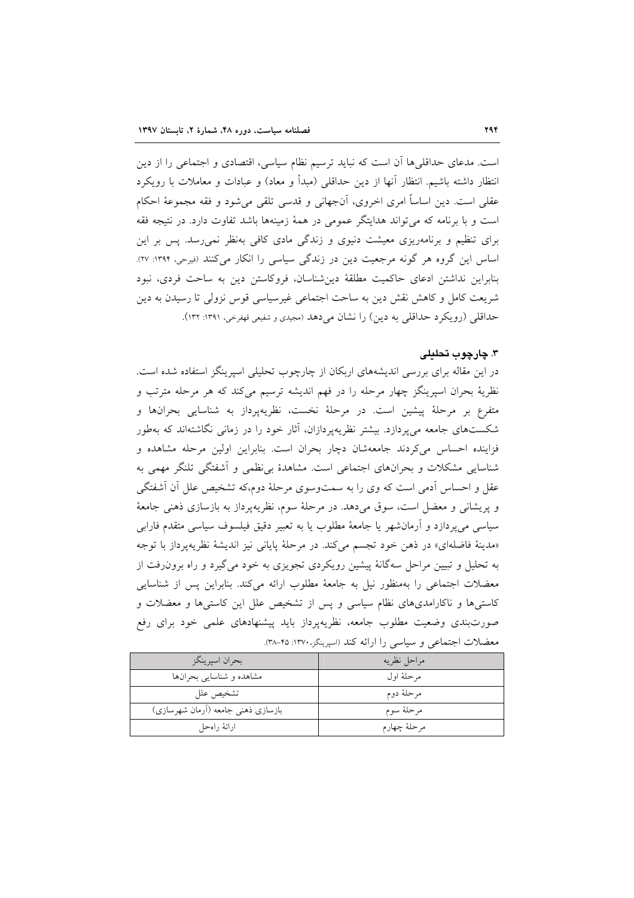است. مدعای حداقلی‌ها آن است که نباید ترسیم نظام سیاسی، اقتصادی و اجتماعی را از دین انتظار داشته باشیم. انتظار آنها از دین حداقلی (مبدأ و معاد) و عبادات و معاملات با رویکرد عقلی است. دین اساساً امری اخروی، آن‌جهانی و قدسی تلقی می‌شود و فقه مجموعهٔ احکام است و با برنامه که می‌تواند هدایتگر عمومی در همهٔ زمینه‌ها باشد تفاوت دارد. در نتیجه فقه برای تنظیم و برنامه‌ریزی معیشت دنیوی و زندگی مادی کافی به‌نظر نمی‌رسد. پس بر این اساس این گروه هر گونه مرجعیت دین در زندگی سیاسی را انکار می‌کنند (فیرحی، ۱۳۹۴: ۲۷). بنابراین نداشتن ادعای حاکمیت مطلقهٔ دین‌شناسان، فروکاستن دین به ساحت فردی، نبود شریعت کامل و کاهش نقش دین به ساحت اجتماعی غیرسیاسی قوس نزولی تا رسیدن به دین حداقلی (رویکرد حداقلی به دین) را نشان می‌دهد (مجیدی و شفیعی قهفرخی، ۱۳۹۱: ۱۳۲).

## ۳. چارچوب تحلیلی

در این مقاله برای بررسی اندیشه‌های اربکان از چارچوب تحلیلی اسپرینگز استفاده شده است. نظریهٔ بحران اسپرینگز چهار مرحله را در فهم اندیشه ترسیم می‌کند که هر مرحله مترتب و متفرع بر مرحلهٔ پیشین است. در مرحلهٔ نخست، نظریه‌پرداز به شناسایی بحران‌ها و شکست‌های جامعه می‌پردازد. بیشتر نظریه‌پردازان، آثار خود را در زمانی نگاشته‌اند که به‌طور فزاینده احساس می‌کردند جامعه‌شان دچار بحران است. بنابراین اولین مرحله مشاهده و شناسایی مشکلات و بحران‌های اجتماعی است. مشاهدهٔ بی‌نظمی و آشفتگی تلنگر مهمی به عقل و احساس آدمی است که وی را به سمت‌وسوی مرحلهٔ دوم،که تشخیص علل آن آشفتگی و پریشانی و معضل است، سوق می‌دهد. در مرحلهٔ سوم، نظریه‌پرداز به بازسازی ذهنی جامعهٔ سیاسی می‌پردازد و آرمان‌شهر یا جامعهٔ مطلوب یا به تعبیر دقیق فیلسوف سیاسی متقدم فارابی «مدینهٔ فاضله‌ای» در ذهن خود تجسم می‌کند. در مرحلهٔ پایانی نیز اندیشهٔ نظریه‌پرداز با توجه به تحلیل و تبیین مراحل سه‌گانهٔ پیشین رویکردی تجویزی به خود می‌گیرد و راه برون‌رفت از معضلات اجتماعی را به‌منظور نیل به جامعهٔ مطلوب ارائه می‌کند. بنابراین پس از شناسایی کاستی‌ها و ناکارامدی‌های نظام سیاسی و پس از تشخیص علل این کاستی‌ها و معضلات و صورت‌بندی وضعیت مطلوب جامعه، نظریه‌پرداز باید پیشنهادهای علمی خود برای رفع معضلات اجتماعی و سیاسی را ارائه کند (اسپرینگز،۱۳۷۰: ۴۵-۳۸).

| مراحل نظریه | بحران اسپرینگز |
|---|---|
| مرحلهٔ اول | مشاهده و شناسایی بحران‌ها |
| مرحلهٔ دوم | تشخیص علل |
| مرحلهٔ سوم | بازسازی ذهنی جامعه (آرمان شهرسازی) |
| مرحلهٔ چهارم | ارائهٔ راه‌حل |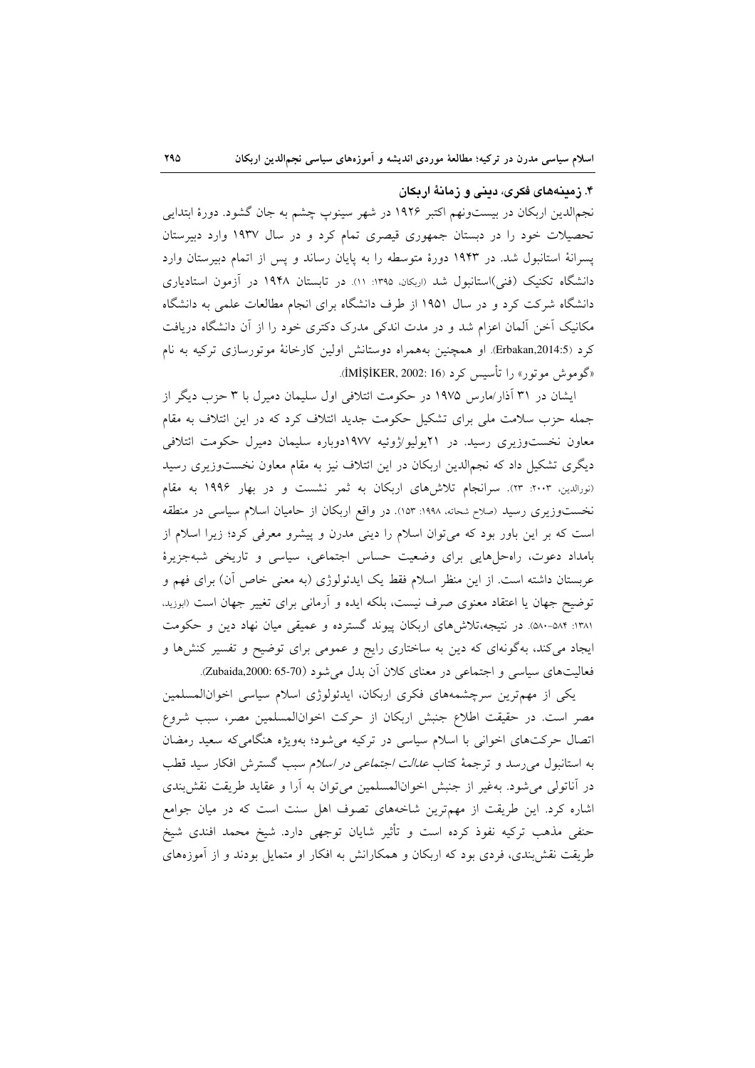### ۴. زمینه‌های فکری، دینی و زمانهٔ اربکان

نجم‌الدین اربکان در بیست‌ونهم اکتبر ۱۹۲۶ در شهر سینوپ چشم به جان گشود. دورهٔ ابتدایی تحصیلات خود را در دبستان جمهوری قیصری تمام کرد و در سال ۱۹۳۷ وارد دبیرستان پسرانهٔ استانبول شد. در ۱۹۴۳ دورهٔ متوسطه را به پایان رساند و پس از اتمام دبیرستان وارد دانشگاه تکنیک (فنی)استانبول شد (اربکان، ۱۳۹۵: ۱۱). در تابستان ۱۹۴۸ در آزمون استادیاری دانشگاه شرکت کرد و در سال ۱۹۵۱ از طرف دانشگاه برای انجام مطالعات علمی به دانشگاه مکانیک آخن آلمان اعزام شد و در مدت اندکی مدرک دکتری خود را از آن دانشگاه دریافت کرد (Erbakan,2014:5). او همچنین به‌همراه دوستانش اولین کارخانهٔ موتورسازی ترکیه به نام «گوموش موتور» را تأسیس کرد (İMİŞİKER, 2002: 16).

ایشان در ۳۱ آذار/مارس ۱۹۷۵ در حکومت ائتلافی اول سلیمان دمیرل با ۳ حزب دیگر از جمله حزب سلامت ملی برای تشکیل حکومت جدید ائتلاف کرد که در این ائتلاف به مقام معاون نخست‌وزیری رسید. در ۲۱یولیو/ژوئیه ۱۹۷۷دوباره سلیمان دمیرل حکومت ائتلافی دیگری تشکیل داد که نجم‌الدین اربکان در این ائتلاف نیز به مقام معاون نخست‌وزیری رسید (نورالدین، ۲۰۰۳: ۲۳). سرانجام تلاش‌های اربکان به ثمر نشست و در بهار ۱۹۹۶ به مقام نخست‌وزیری رسید (صلاح شحاته، ۱۹۹۸: ۱۵۳). در واقع اربکان از حامیان اسلام سیاسی در منطقه است که بر این باور بود که می‌توان اسلام را دینی مدرن و پیشرو معرفی کرد؛ زیرا اسلام از بامداد دعوت، راه‌حل‌هایی برای وضعیت حساس اجتماعی، سیاسی و تاریخی شبه‌جزیرهٔ عربستان داشته است. از این منظر اسلام فقط یک ایدئولوژی (به معنی خاص آن) برای فهم و توضیح جهان یا اعتقاد معنوی صرف نیست، بلکه ایده و آرمانی برای تغییر جهان است (ابوزید، ۱۳۸۱: ۵۸۴-۵۸۰). در نتیجه،تلاش‌های اربکان پیوند گسترده و عمیقی میان نهاد دین و حکومت ایجاد می‌کند، به‌گونه‌ای که دین به ساختاری رایج و عمومی برای توضیح و تفسیر کنش‌ها و فعالیت‌های سیاسی و اجتماعی در معنای کلان آن بدل می‌شود (Zubaida,2000: 65-70).

یکی از مهم‌ترین سرچشمه‌های فکری اربکان، ایدئولوژی اسلام سیاسی اخوان‌المسلمین مصر است. در حقیقت اطلاع جنبش اربکان از حرکت اخوان‌المسلمین مصر، سبب شروع اتصال حرکت‌های اخوانی با اسلام سیاسی در ترکیه می‌شود؛ بویژه هنگامی‌که سعید رمضان به استانبول می‌رسد و ترجمهٔ کتاب *عدالت اجتماعی در اسلام* سبب گسترش افکار سید قطب در آناتولی می‌شود. به‌غیر از جنبش اخوان‌المسلمین می‌توان به آرا و عقاید طریقت نقش‌بندی اشاره کرد. این طریقت از مهم‌ترین شاخه‌های تصوف اهل سنت است که در میان جوامع حنفی مذهب ترکیه نفوذ کرده است و تأثیر شایان توجهی دارد. شیخ محمد افندی شیخ طریقت نقش‌بندی، فردی بود که اربکان و همکارانش به افکار او متمایل بودند و از آموزه‌های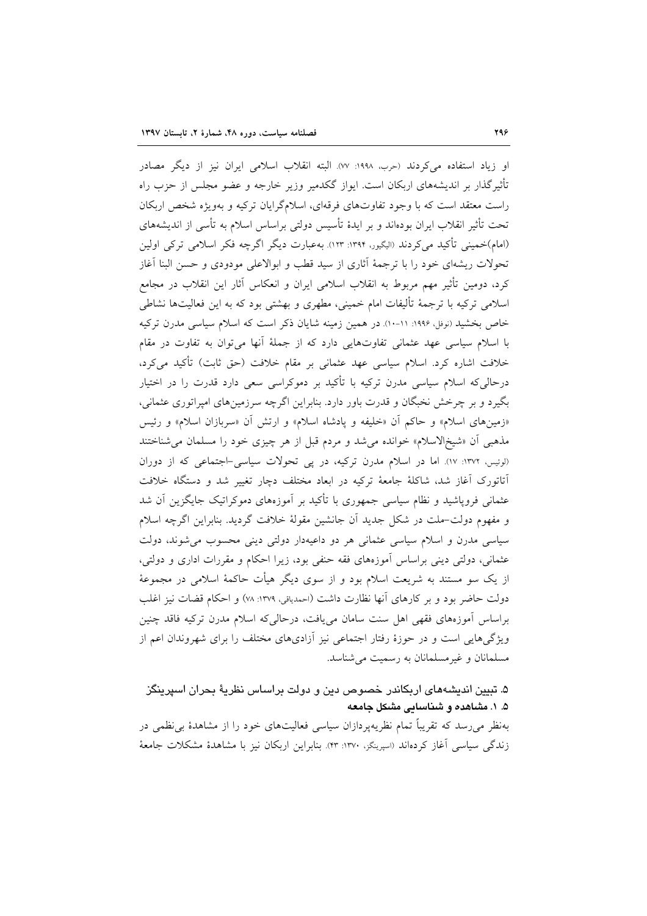او زیاد استفاده می‌کردند (حرب، ۱۹۹۸: ۷۷). البته انقلاب اسلامی ایران نیز از دیگر مصادر تأثیرگذار بر اندیشه‌های اربکان است. ایواز گکدمیر وزیر خارجه و عضو مجلس از حزب راه راست معتقد است که با وجود تفاوت‌های فرقه‌ای، اسلام‌گرایان ترکیه و به‌ویژه شخص اربکان تحت تأثیر انقلاب ایران بوده‌اند و بر ایدهٔ تأسیس دولتی براساس اسلام به تأسی از اندیشه‌های (امام)خمینی تأکید می‌کردند (الیگیور، ۱۳۹۴: ۱۲۳). به‌عبارت دیگر اگرچه فکر اسلامی ترکی اولین تحولات ریشه‌ای خود را با ترجمهٔ آثاری از سید قطب و ابوالاعلی مودودی و حسن البنا آغاز کرد، دومین تأثیر مهم مربوط به انقلاب اسلامی ایران و انعکاس آثار این انقلاب در مجامع اسلامی ترکیه با ترجمهٔ تألیفات امام خمینی، مطهری و بهشتی بود که به این فعالیت‌ها نشاطی خاص بخشید (نوفل، ۱۹۹۶: ۱۱-۱۰). در همین زمینه شایان ذکر است که اسلام سیاسی مدرن ترکیه با اسلام سیاسی عهد عثمانی تفاوت‌هایی دارد که از جملهٔ آنها می‌توان به تفاوت در مقام خلافت اشاره کرد. اسلام سیاسی عهد عثمانی بر مقام خلافت (حق ثابت) تأکید می‌کرد، درحالی‌که اسلام سیاسی مدرن ترکیه با تأکید بر دموکراسی سعی دارد قدرت را در اختیار بگیرد و بر چرخش نخبگان و قدرت باور دارد. بنابراین اگرچه سرزمین‌های امپراتوری عثمانی، «زمین‌های اسلام» و حاکم آن «خلیفه و پادشاه اسلام» و ارتش آن «سربازان اسلام» و رئیس مذهبی آن «شیخ‌الاسلام» خوانده می‌شد و مردم قبل از هر چیزی خود را مسلمان می‌شناختند (لوئیس، ۱۳۷۲: ۱۷). اما در اسلام مدرن ترکیه، در پی تحولات سیاسی-اجتماعی که از دوران آتاتورک آغاز شد، شاکلهٔ جامعهٔ ترکیه در ابعاد مختلف دچار تغییر شد و دستگاه خلافت عثمانی فروپاشید و نظام سیاسی جمهوری با تأکید بر آموزه‌های دموکراتیک جایگزین آن شد و مفهوم دولت-ملت در شکل جدید آن جانشین مقولهٔ خلافت گردید. بنابراین اگرچه اسلام سیاسی مدرن و اسلام سیاسی عثمانی هر دو داعیه‌دار دولتی دینی محسوب می‌شوند، دولت عثمانی، دولتی دینی براساس آموزه‌های فقه حنفی بود، زیرا احکام و مقررات اداری و دولتی، از یک سو مستند به شریعت اسلام بود و از سوی دیگر هیأت حاکمهٔ اسلامی در مجموعهٔ دولت حاضر بود و بر کارهای آنها نظارت داشت (احمدیاقی، ۱۳۷۹: ۷۸) و احکام قضات نیز اغلب براساس آموزه‌های فقهی اهل سنت سامان می‌یافت، درحالی‌که اسلام مدرن ترکیه فاقد چنین ویژگی‌هایی است و در حوزهٔ رفتار اجتماعی نیز آزادی‌های مختلف را برای شهروندان اعم از مسلمانان و غیرمسلمانان به رسمیت می‌شناسد.

## ۵. تبیین اندیشه‌های اربکاندر خصوص دین و دولت براساس نظریهٔ بحران اسپرینگز

### ۵. ۱. مشاهده و شناسایی مشکل جامعه

به‌نظر می‌رسد که تقریباً تمام نظریه‌پردازان سیاسی فعالیت‌های خود را از مشاهدهٔ بی‌نظمی در زندگی سیاسی آغاز کرده‌اند (اسپرینگز، ۱۳۷۰: ۴۳). بنابراین اربکان نیز با مشاهدهٔ مشکلات جامعهٔ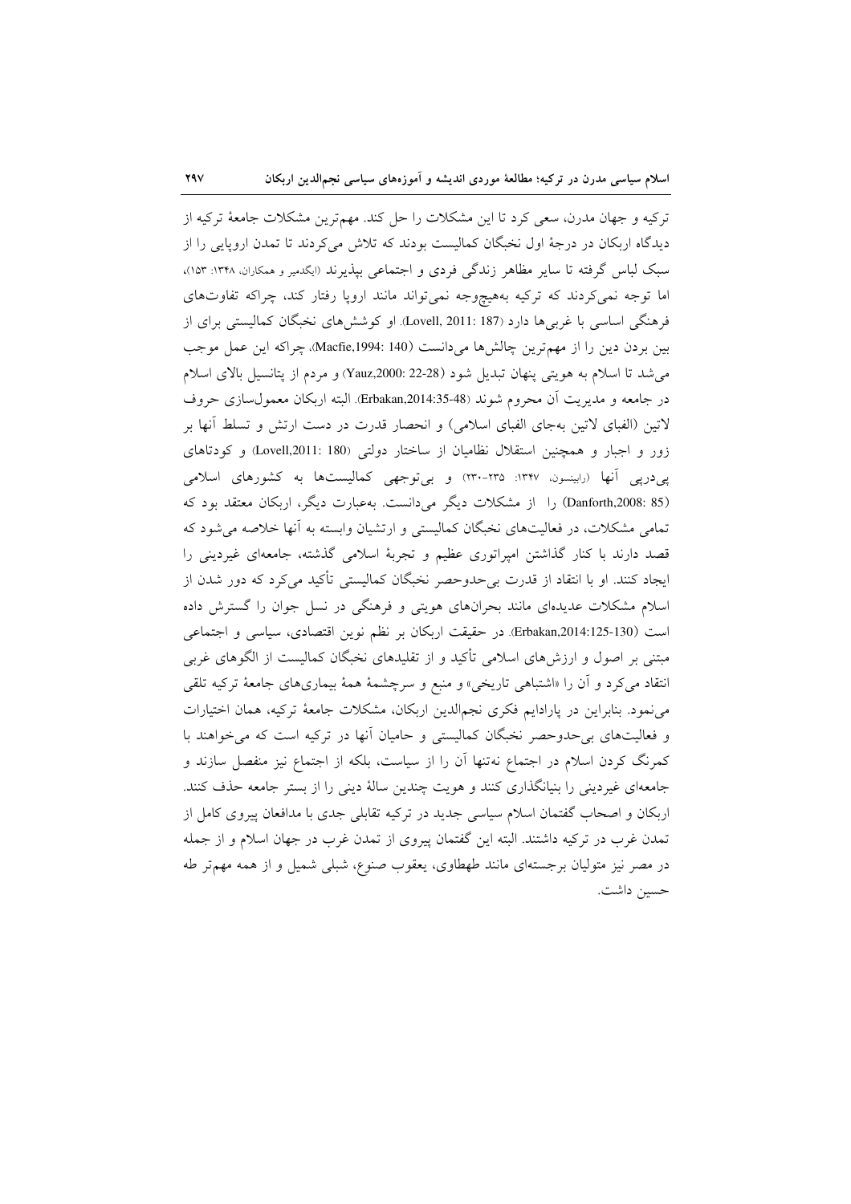ترکیه و جهان مدرن، سعی کرد تا این مشکلات را حل کند. مهم‌ترین مشکلات جامعهٔ ترکیه از دیدگاه اربکان در درجهٔ اول نخبگان کمالیست بودند که تلاش می‌کردند تا تمدن اروپایی را از سبک لباس گرفته تا سایر مظاهر زندگی فردی و اجتماعی بپذیرند (ایگدمیر و همکاران، ۱۳۴۸: ۱۵۳)، اما توجه نمی‌کردند که ترکیه به‌هیچ‌وجه نمی‌تواند مانند اروپا رفتار کند، چراکه تفاوت‌های فرهنگی اساسی با غربی‌ها دارد (Lovell, 2011: 187). او کوشش‌های نخبگان کمالیستی برای از بین بردن دین را از مهم‌ترین چالش‌ها می‌دانست (Macfie,1994: 140)، چراکه این عمل موجب می‌شد تا اسلام به هویتی پنهان تبدیل شود (Yauz,2000: 22-28) و مردم از پتانسیل بالای اسلام در جامعه و مدیریت آن محروم شوند (Erbakan,2014:35-48). البته اربکان معمول‌سازی حروف لاتین (الفبای لاتین به‌جای الفبای اسلامی) و انحصار قدرت در دست ارتش و تسلط آنها بر زور و اجبار و همچنین استقلال نظامیان از ساختار دولتی (Lovell,2011: 180) و کودتاهای پی‌درپی آنها (راینسون، ۱۳۴۷: ۲۳۵-۲۳۰) و بی‌توجهی کمالیست‌ها به کشورهای اسلامی (Danforth,2008: 85) را از مشکلات دیگر می‌دانست. به‌عبارت دیگر، اربکان معتقد بود که تمامی مشکلات، در فعالیت‌های نخبگان کمالیستی و ارتشیان وابسته به آنها خلاصه می‌شود که قصد دارند با کنار گذاشتن امپراتوری عظیم و تجربهٔ اسلامی گذشته، جامعه‌ای غیردینی را ایجاد کنند. او با انتقاد از قدرت بی‌حدوحصر نخبگان کمالیستی تأکید می‌کرد که دور شدن از اسلام مشکلات عدیده‌ای مانند بحران‌های هویتی و فرهنگی در نسل جوان را گسترش داده است (Erbakan,2014:125-130). در حقیقت اربکان بر نظم نوین اقتصادی، سیاسی و اجتماعی مبتنی بر اصول و ارزش‌های اسلامی تأکید و از تقلیدهای نخبگان کمالیست از الگوهای غربی انتقاد می‌کرد و آن را «اشتباهی تاریخی» و منبع و سرچشمهٔ همهٔ بیماری‌های جامعهٔ ترکیه تلقی می‌نمود. بنابراین در پارادایم فکری نجم‌الدین اربکان، مشکلات جامعهٔ ترکیه، همان اختیارات و فعالیت‌های بی‌حدوحصر نخبگان کمالیستی و حامیان آنها در ترکیه است که می‌خواهند با کمرنگ کردن اسلام در اجتماع نه‌تنها آن را از سیاست، بلکه از اجتماع نیز منفصل سازند و جامعه‌ای غیردینی را بنیانگذاری کنند و هویت چندین سالهٔ دینی را از بستر جامعه حذف کنند. اربکان و اصحاب گفتمان اسلام سیاسی جدید در ترکیه تقابلی جدی با مدافعان پیروی کامل از تمدن غرب در ترکیه داشتند. البته این گفتمان پیروی از تمدن غرب در جهان اسلام و از جمله در مصر نیز متولیان برجسته‌ای مانند طهطاوی، یعقوب صنوع، شبلی شمیل و از همه مهم‌تر طه حسین داشت.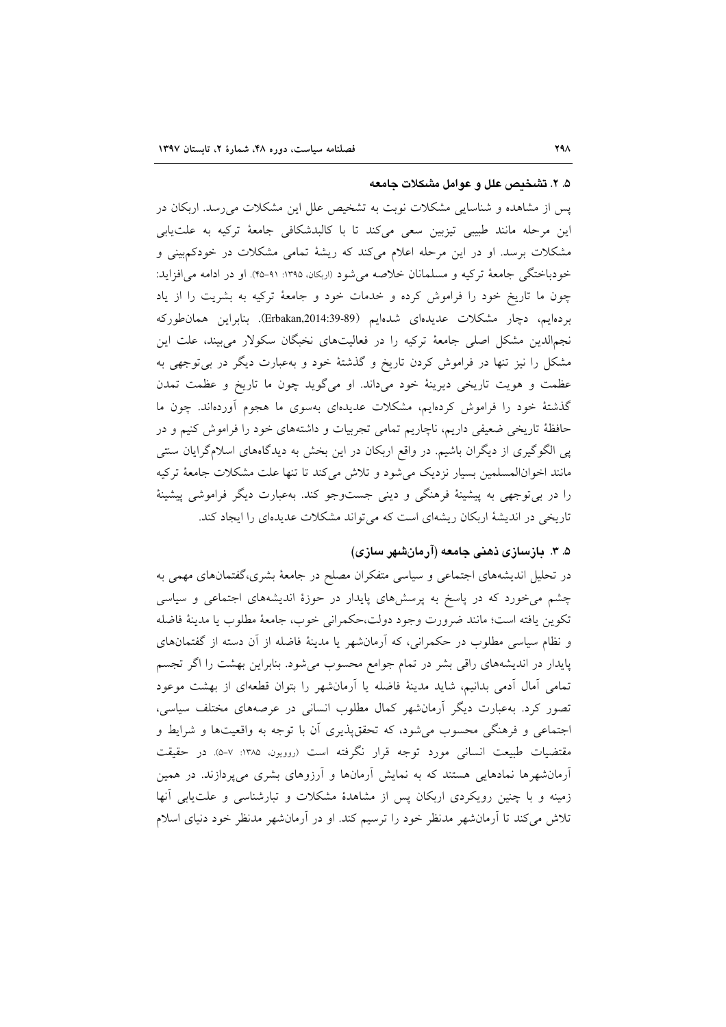### ۵. ۲. تشخیص علل و عوامل مشکلات جامعه

پس از مشاهده و شناسایی مشکلات نوبت به تشخیص علل این مشکلات می‌رسد. اربکان در این مرحله مانند طبیبی تیزبین سعی می‌کند تا با کالبدشکافی جامعهٔ ترکیه به علت‌یابی مشکلات برسد. او در این مرحله اعلام می‌کند که ریشهٔ تمامی مشکلات در خودکم‌بینی و خودباختگی جامعهٔ ترکیه و مسلمانان خلاصه می‌شود (اربکان، ۱۳۹۵: ۹۱-۴۵). او در ادامه می‌افزاید: چون ما تاریخ خود را فراموش کرده و خدمات خود و جامعهٔ ترکیه به بشریت را از یاد برده‌ایم، دچار مشکلات عدیده‌ای شده‌ایم (Erbakan,2014:39-89). بنابراین همان‌طورکه نجم‌الدین مشکل اصلی جامعهٔ ترکیه را در فعالیت‌های نخبگان سکولار می‌بیند، علت این مشکل را نیز تنها در فراموش کردن تاریخ و گذشتهٔ خود و به‌عبارت دیگر در بی‌توجهی به عظمت و هویت تاریخی دیرینهٔ خود می‌داند. او می‌گوید چون ما تاریخ و عظمت تمدن گذشتهٔ خود را فراموش کرده‌ایم، مشکلات عدیده‌ای به‌سوی ما هجوم آورده‌اند. چون ما حافظهٔ تاریخی ضعیفی داریم، ناچاریم تمامی تجربیات و داشته‌های خود را فراموش کنیم و در پی الگوگیری از دیگران باشیم. در واقع اربکان در این بخش به دیدگاه‌های اسلام‌گرایان سنتی مانند اخوان‌المسلمین بسیار نزدیک می‌شود و تلاش می‌کند تا تنها علت مشکلات جامعهٔ ترکیه را در بی‌توجهی به پیشینهٔ فرهنگی و دینی جست‌وجو کند. به‌عبارت دیگر فراموشی پیشینهٔ تاریخی در اندیشهٔ اربکان ریشه‌ای است که می‌تواند مشکلات عدیده‌ای را ایجاد کند.

### ۵. ۳. بازسازی ذهنی جامعه (آرمان‌شهر سازی)

در تحلیل اندیشه‌های اجتماعی و سیاسی متفکران مصلح در جامعهٔ بشری،گفتمان‌های مهمی به چشم می‌خورد که در پاسخ به پرسش‌های پایدار در حوزهٔ اندیشه‌های اجتماعی و سیاسی تکوین یافته است؛ مانند ضرورت وجود دولت،حکمرانی خوب، جامعهٔ مطلوب یا مدینهٔ فاضله و نظام سیاسی مطلوب در حکمرانی، که آرمان‌شهر یا مدینهٔ فاضله از آن دسته از گفتمان‌های پایدار در اندیشه‌های راقی بشر در تمام جوامع محسوب می‌شود. بنابراین بهشت را اگر تجسم تمامی آمال آدمی بدانیم، شاید مدینهٔ فاضله یا آرمان‌شهر را بتوان قطعه‌ای از بهشت موعود تصور کرد. به‌عبارت دیگر آرمان‌شهر کمال مطلوب انسانی در عرصه‌های مختلف سیاسی، اجتماعی و فرهنگی محسوب می‌شود، که تحقق‌پذیری آن با توجه به واقعیت‌ها و شرایط و مقتضیات طبیعت انسانی مورد توجه قرار نگرفته است (روویون، ۱۳۸۵: ۷-۵). در حقیقت آرمان‌شهرها نمادهایی هستند که به نمایش آرمان‌ها و آرزوهای بشری می‌پردازند. در همین زمینه و با چنین رویکردی اربکان پس از مشاهدهٔ مشکلات و تبارشناسی و علت‌یابی آنها تلاش می‌کند تا آرمان‌شهر مدنظر خود را ترسیم کند. او در آرمان‌شهر مدنظر خود دنیای اسلام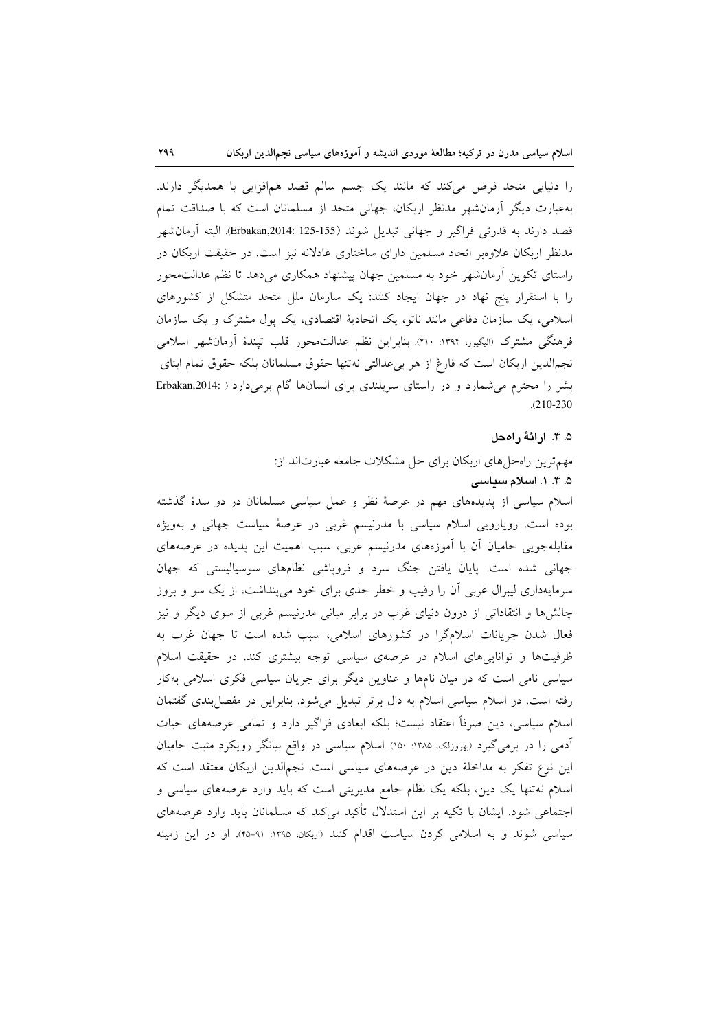را دنیایی متحد فرض می‌کند که مانند یک جسم سالم قصد هم‌افزایی با همدیگر دارند. به‌عبارت دیگر آرمان‌شهر مدنظر اربکان، جهانی متحد از مسلمانان است که با صداقت تمام قصد دارند به قدرتی فراگیر و جهانی تبدیل شوند (Erbakan,2014: 125-155). البته آرمان‌شهر مدنظر اربکان علاوه‌بر اتحاد مسلمین دارای ساختاری عادلانه نیز است. در حقیقت اربکان در راستای تکوین آرمان‌شهر خود به مسلمین جهان پیشنهاد همکاری می‌دهد تا نظم عدالت‌محور را با استقرار پنج نهاد در جهان ایجاد کنند: یک سازمان ملل متحد متشکل از کشورهای اسلامی، یک سازمان دفاعی مانند ناتو، یک اتحادیهٔ اقتصادی، یک پول مشترک و یک سازمان فرهنگی مشترک (الیگیور، ۱۳۹۴: ۲۱۰). بنابراین نظم عدالت‌محور قلب تپندهٔ آرمان‌شهر اسلامی نجم‌الدین اربکان است که فارغ از هر بی‌عدالتی نه‌تنها حقوق مسلمانان بلکه حقوق تمام ابنای بشر را محترم می‌شمارد و در راستای سربلندی برای انسان‌ها گام برمی‌دارد (Erbakan,2014: 210-230).

### ۵. ۴. ارائهٔ راه‌حل

مهم‌ترین راه‌حل‌های اربکان برای حل مشکلات جامعه عبارت‌اند از:

#### ۵. ۴. ۱. اسلام سیاسی

اسلام سیاسی از پدیده‌های مهم در عرصهٔ نظر و عمل سیاسی مسلمانان در دو سدهٔ گذشته بوده است. رویارویی اسلام سیاسی با مدرنیسم غربی در عرصهٔ سیاست جهانی و به‌ویژه مقابله‌جویی حامیان آن با آموزه‌های مدرنیسم غربی، سبب اهمیت این پدیده در عرصه‌های جهانی شده است. پایان یافتن جنگ سرد و فروپاشی نظام‌های سوسیالیستی که جهان سرمایه‌داری لیبرال غربی آن را رقیب و خطر جدی برای خود می‌پنداشت، از یک سو و بروز چالش‌ها و انتقاداتی از درون دنیای غرب در برابر مبانی مدرنیسم غربی از سوی دیگر و نیز فعال شدن جریانات اسلام‌گرا در کشورهای اسلامی، سبب شده است تا جهان غرب به ظرفیت‌ها و توانایی‌های اسلام در عرصه‌ی سیاسی توجه بیشتری کند. در حقیقت اسلام سیاسی نامی است که در میان نام‌ها و عناوین دیگر برای جریان سیاسی فکری اسلامی به‌کار رفته است. در اسلام سیاسی اسلام به دال برتر تبدیل می‌شود. بنابراین در مفصل‌بندی گفتمان اسلام سیاسی، دین صرفاً اعتقاد نیست؛ بلکه ابعادی فراگیر دارد و تمامی عرصه‌های حیات آدمی را در برمی‌گیرد (بهروزلک، ۱۳۸۵: ۱۵۰). اسلام سیاسی در واقع بیانگر رویکرد مثبت حامیان این نوع تفکر به مداخلهٔ دین در عرصه‌های سیاسی است. نجم‌الدین اربکان معتقد است که اسلام نه‌تنها یک دین، بلکه یک نظام جامع مدیریتی است که باید وارد عرصه‌های سیاسی و اجتماعی شود. ایشان با تکیه بر این استدلال تأکید می‌کند که مسلمانان باید وارد عرصه‌های سیاسی شوند و به اسلامی کردن سیاست اقدام کنند (اربکان، ۱۳۹۵: ۹۱-۴۵). او در این زمینه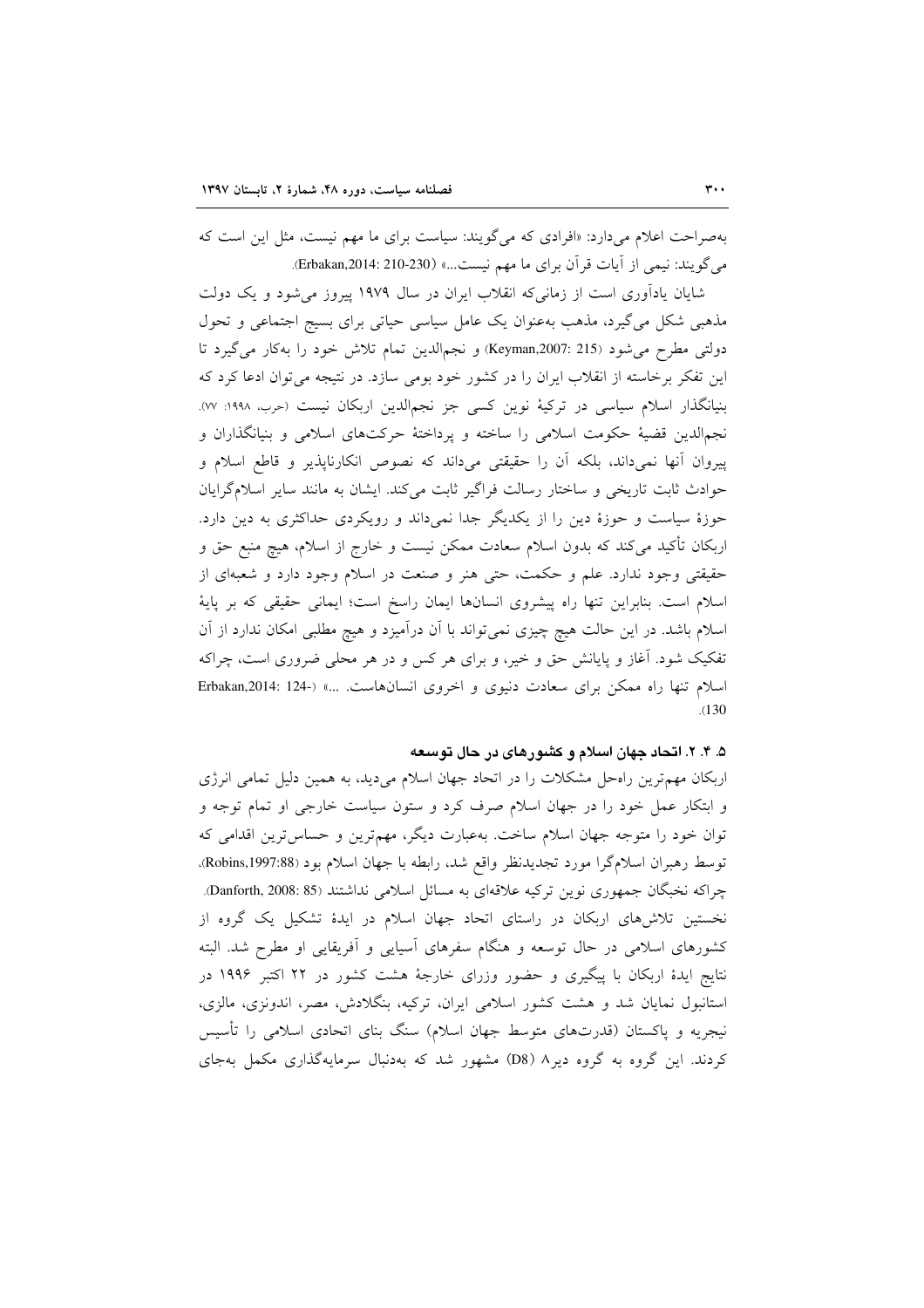به‌صراحت اعلام می‌دارد: «افرادی که می‌گویند: سیاست برای ما مهم نیست، مثل این است که می‌گویند: نیمی از آیات قرآن برای ما مهم نیست...» (Erbakan,2014: 210-230).

شایان یادآوری است از زمانی‌که انقلاب ایران در سال ۱۹۷۹ پیروز می‌شود و یک دولت مذهبی شکل می‌گیرد، مذهب به‌عنوان یک عامل سیاسی حیاتی برای بسیج اجتماعی و تحول دولتی مطرح می‌شود (Keyman,2007: 215) و نجم‌الدین تمام تلاش خود را به‌کار می‌گیرد تا این تفکر برخاسته از انقلاب ایران را در کشور خود بومی سازد. در نتیجه می‌توان ادعا کرد که بنیانگذار اسلام سیاسی در ترکیهٔ نوین کسی جز نجم‌الدین اربکان نیست (حرب، ۱۹۹۸: ۷۷). نجم‌الدین قضیهٔ حکومت اسلامی را ساخته و پرداختهٔ حرکت‌های اسلامی و بنیانگذاران و پیروان آنها نمی‌داند، بلکه آن را حقیقتی می‌داند که نصوص انکارناپذیر و قاطع اسلام و حوادث ثابت تاریخی و ساختار رسالت فراگیر ثابت می‌کند. ایشان به مانند سایر اسلام‌گرایان حوزهٔ سیاست و حوزهٔ دین را از یکدیگر جدا نمی‌داند و رویکردی حداکثری به دین دارد. اربکان تأکید می‌کند که بدون اسلام سعادت ممکن نیست و خارج از اسلام، هیچ منبع حق و حقیقتی وجود ندارد. علم و حکمت، حتی هنر و صنعت در اسلام وجود دارد و شعبه‌ای از اسلام است. بنابراین تنها راه پیشروی انسانها ایمان راسخ است؛ ایمانی حقیقی که بر پایهٔ اسلام باشد. در این حالت هیچ چیزی نمی‌تواند با آن درآمیزد و هیچ مطلبی امکان ندارد از آن تفکیک شود. آغاز و پایانش حق و خیر، و برای هر کس و در هر محلی ضروری است، چراکه اسلام تنها راه ممکن برای سعادت دنیوی و اخروی انسان‌هاست. ...» (Erbakan,2014: 124-130).

### ۵. ۴. ۲. اتحاد جهان اسلام و کشورهای در حال توسعه

اربکان مهم‌ترین راه‌حل مشکلات را در اتحاد جهان اسلام می‌دید، به همین دلیل تمامی انرژی و ابتکار عمل خود را در جهان اسلام صرف کرد و ستون سیاست خارجی او تمام توجه و توان خود را متوجه جهان اسلام ساخت. به‌عبارت دیگر، مهم‌ترین و حساس‌ترین اقدامی که توسط رهبران اسلام‌گرا مورد تجدیدنظر واقع شد، رابطه با جهان اسلام بود (Robins,1997:88)، چراکه نخبگان جمهوری نوین ترکیه علاقه‌ای به مسائل اسلامی نداشتند (Danforth, 2008: 85). نخستین تلاش‌های اربکان در راستای اتحاد جهان اسلام در ایدهٔ تشکیل یک گروه از کشورهای اسلامی در حال توسعه و هنگام سفرهای آسیایی و آفریقایی او مطرح شد. البته نتایج ایدهٔ اربکان با پیگیری و حضور وزرای خارجهٔ هشت کشور در ۲۲ اکتبر ۱۹۹۶ در استانبول نمایان شد و هشت کشور اسلامی ایران، ترکیه، بنگلادش، مصر، اندونزی، مالزی، نیجریه و پاکستان (قدرت‌های متوسط جهان اسلام) سنگ بنای اتحادی اسلامی را تأسیس کردند. این گروه به گروه دی۸ (D8) مشهور شد که به‌دنبال سرمایه‌گذاری مکمل به‌جای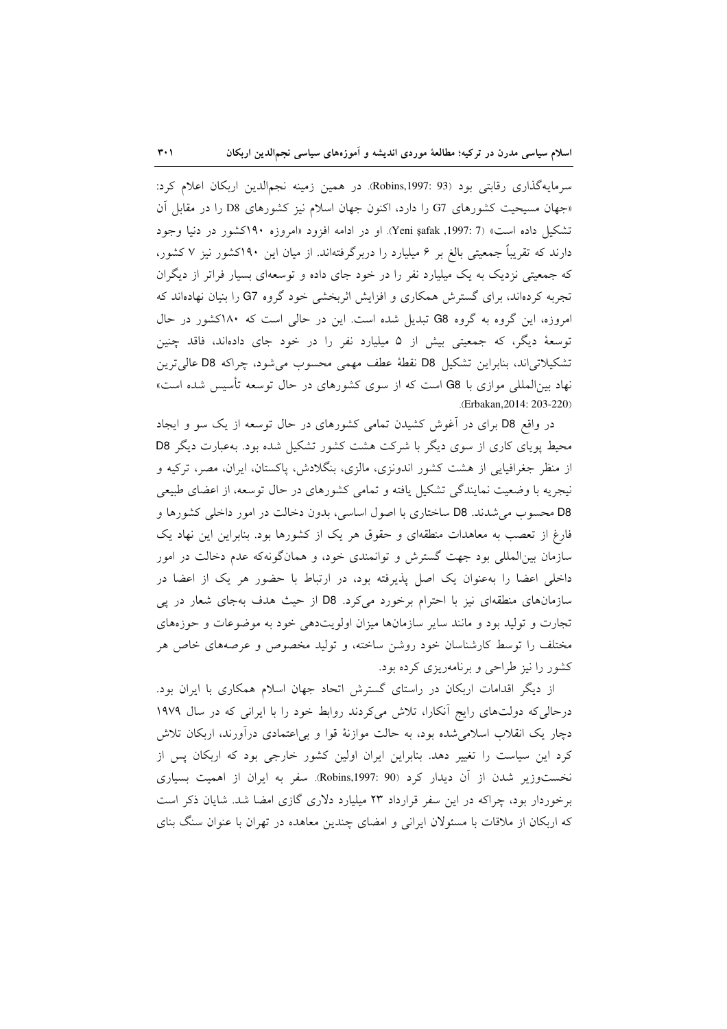سرمایه‌گذاری رقابتی بود (Robins,1997: 93). در همین زمینه نجم‌الدین اربکان اعلام کرد: «جهان مسیحیت کشورهای G7 را دارد، اکنون جهان اسلام نیز کشورهای D8 را در مقابل آن تشکیل داده است» (Yeni şafak ,1997: 7). او در ادامه افزود «امروزه ۱۹۰کشور در دنیا وجود دارند که تقریباً جمعیتی بالغ بر ۶ میلیارد را دربرگرفته‌اند. از میان این ۱۹۰کشور نیز ۷ کشور، که جمعیتی نزدیک به یک میلیارد نفر را در خود جای داده و توسعه‌ای بسیار فراتر از دیگران تجربه کرده‌اند، برای گسترش همکاری و افزایش اثربخشی خود گروه G7 را بنیان نهاده‌اند که امروزه، این گروه به گروه G8 تبدیل شده است. این در حالی است که ۱۸۰کشور در حال توسعهٔ دیگر، که جمعیتی بیش از ۵ میلیارد نفر را در خود جای داده‌اند، فاقد چنین تشکیلاتی‌اند، بنابراین تشکیل D8 نقطهٔ عطف مهمی محسوب می‌شود، چراکه D8 عالی‌ترین نهاد بین‌المللی موازی با G8 است که از سوی کشورهای در حال توسعه تأسیس شده است» (Erbakan,2014: 203-220).

در واقع D8 برای در آغوش کشیدن تمامی کشورهای در حال توسعه از یک سو و ایجاد محیط پویای کاری از سوی دیگر با شرکت هشت کشور تشکیل شده بود. به‌عبارت دیگر D8 از منظر جغرافیایی از هشت کشور اندونزی، مالزی، بنگلادش، پاکستان، ایران، مصر، ترکیه و نیجریه با وضعیت نمایندگی تشکیل یافته و تمامی کشورهای در حال توسعه، از اعضای طبیعی D8 محسوب می‌شدند. D8 ساختاری با اصول اساسی، بدون دخالت در امور داخلی کشورها و فارغ از تعصب به معاهدات منطقه‌ای و حقوق هر یک از کشورها بود. بنابراین این نهاد یک سازمان بین‌المللی بود جهت گسترش و توانمندی خود، و همان‌گونه‌که عدم دخالت در امور داخلی اعضا را به‌عنوان یک اصل پذیرفته بود، در ارتباط با حضور هر یک از اعضا در سازمان‌های منطقه‌ای نیز با احترام برخورد می‌کرد. D8 از حیث هدف به‌جای شعار در پی تجارت و تولید بود و مانند سایر سازمان‌ها میزان اولویت‌دهی خود به موضوعات و حوزه‌های مختلف را توسط کارشناسان خود روشن ساخته، و تولید مخصوص و عرصه‌های خاص هر کشور را نیز طراحی و برنامه‌ریزی کرده بود.

از دیگر اقدامات اربکان در راستای گسترش اتحاد جهان اسلام همکاری با ایران بود. درحالی‌که دولت‌های رایج آنکارا، تلاش می‌کردند روابط خود را با ایرانی که در سال ۱۹۷۹ دچار یک انقلاب اسلامی‌شده بود، به حالت موازنهٔ قوا و بی‌اعتمادی درآورند، اربکان تلاش کرد این سیاست را تغییر دهد. بنابراین ایران اولین کشور خارجی بود که اربکان پس از نخست‌وزیر شدن از آن دیدار کرد (Robins,1997: 90). سفر به ایران از اهمیت بسیاری برخوردار بود، چراکه در این سفر قرارداد ۲۳ میلیارد دلاری گازی امضا شد. شایان ذکر است که اربکان از ملاقات با مسئولان ایرانی و امضای چندین معاهده در تهران با عنوان سنگ بنای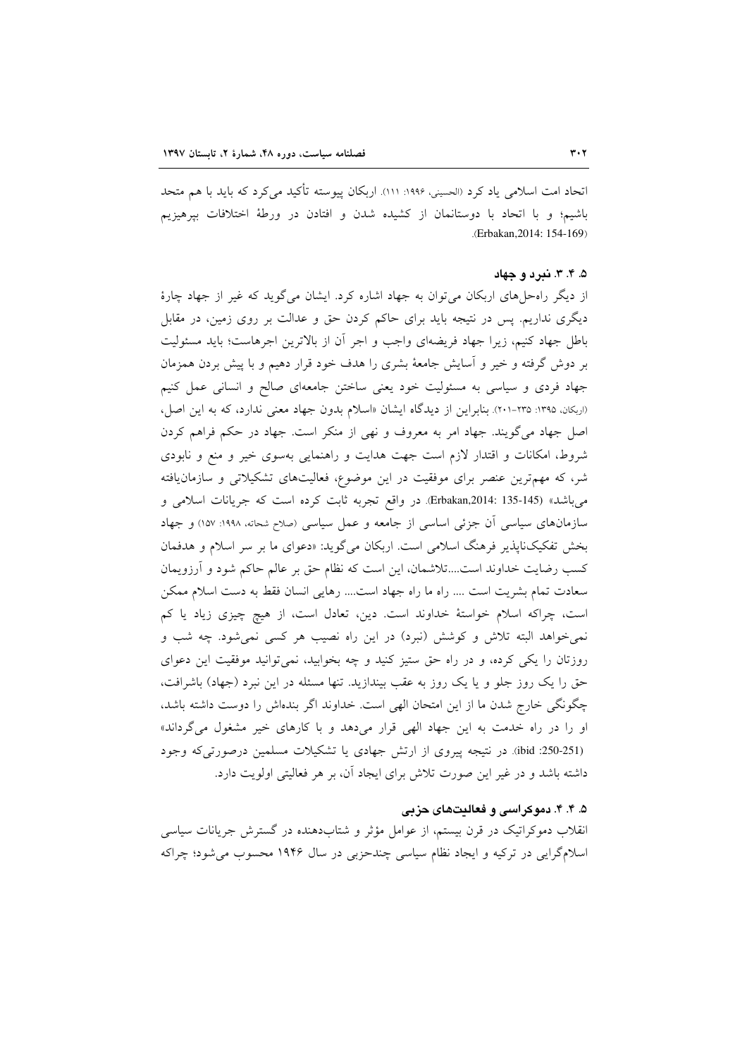اتحاد امت اسلامی یاد کرد (الحسینی، ۱۹۹۶: ۱۱۱). اربکان پیوسته تأکید می‌کرد که باید با هم متحد باشیم؛ و با اتحاد با دوستانمان از کشیده شدن و افتادن در ورطهٔ اختلافات بپرهیزیم (Erbakan,2014: 154-169).

### ۵. ۴. ۳. نبرد و جهاد

از دیگر راه‌حل‌های اربکان می‌توان به جهاد اشاره کرد. ایشان می‌گوید که غیر از جهاد چارهٔ دیگری نداریم. پس در نتیجه باید برای حاکم کردن حق و عدالت بر روی زمین، در مقابل باطل جهاد کنیم، زیرا جهاد فریضه‌ای واجب و اجر آن از بالاترین اجرهاست؛ باید مسئولیت بر دوش گرفته و خیر و آسایش جامعهٔ بشری را هدف خود قرار دهیم و با پیش بردن همزمان جهاد فردی و سیاسی به مسئولیت خود یعنی ساختن جامعه‌ای صالح و انسانی عمل کنیم (اربکان، ۱۳۹۵: ۲۳۵-۲۰۱). بنابراین از دیدگاه ایشان «اسلام بدون جهاد معنی ندارد، که به این اصل، اصل جهاد می‌گویند. جهاد امر به معروف و نهی از منکر است. جهاد در حکم فراهم کردن شروط، امکانات و اقتدار لازم است جهت هدایت و راهنمایی به‌سوی خیر و منع و نابودی شر، که مهم‌ترین عنصر برای موفقیت در این موضوع، فعالیت‌های تشکیلاتی و سازمان‌یافته می‌باشد» (Erbakan,2014: 135-145). در واقع تجربه ثابت کرده است که جریانات اسلامی و سازمان‌های سیاسی آن جزئی اساسی از جامعه و عمل سیاسی (صلاح شحاته، ۱۹۹۸: ۱۵۷) و جهاد بخش تفکیک‌ناپذیر فرهنگ اسلامی است. اربکان می‌گوید: «دعوای ما بر سر اسلام و هدفمان کسب رضایت خداوند است....تلاشمان، این است که نظام حق بر عالم حاکم شود و آرزویمان سعادت تمام بشریت است .... راه ما راه جهاد است.... رهایی انسان فقط به دست اسلام ممکن است، چراکه اسلام خواستهٔ خداوند است. دین، تعادل است، از هیچ چیزی زیاد یا کم نمی‌خواهد البته تلاش و کوشش (نبرد) در این راه نصیب هر کسی نمی‌شود. چه شب و روزتان را یکی کرده، و در راه حق ستیز کنید و چه بخوابید، نمی‌توانید موفقیت این دعوای حق را یک روز جلو و یا یک روز به عقب بیندازید. تنها مسئله در این نبرد (جهاد) باشرافت، چگونگی خارج شدن ما از این امتحان الهی است. خداوند اگر بنده‌اش را دوست داشته باشد، او را در راه خدمت به این جهاد الهی قرار می‌دهد و با کارهای خیر مشغول می‌گرداند» (ibid :250-251). در نتیجه پیروی از ارتش جهادی یا تشکیلات مسلمین درصورتی‌که وجود داشته باشد و در غیر این صورت تلاش برای ایجاد آن، بر هر فعالیتی اولویت دارد.

### ۵. ۴. ۴. دموکراسی و فعالیت‌های حزبی

انقلاب دموکراتیک در قرن بیستم، از عوامل مؤثر و شتاب‌دهنده در گسترش جریانات سیاسی اسلام‌گرایی در ترکیه و ایجاد نظام سیاسی چندحزبی در سال ۱۹۴۶ محسوب می‌شود؛ چراکه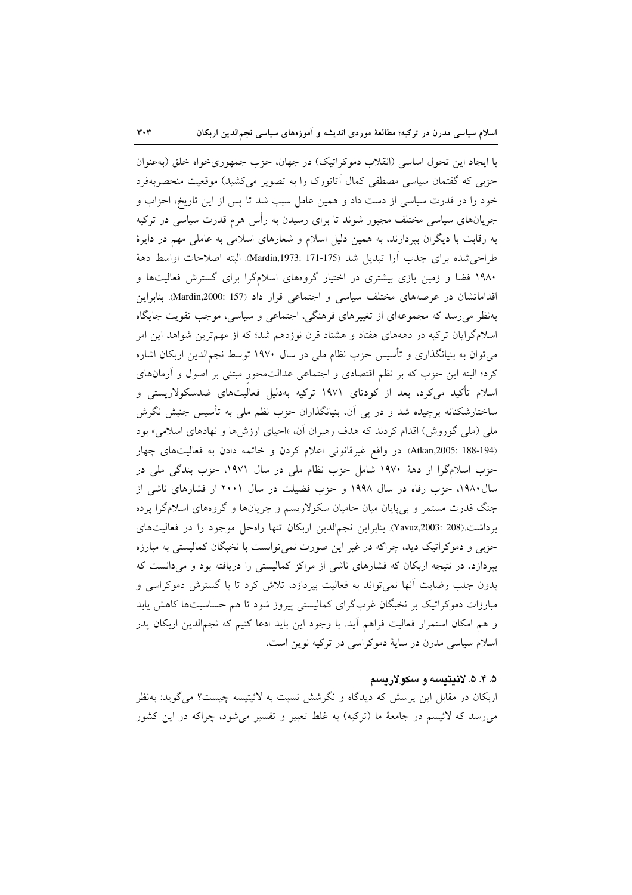با ایجاد این تحول اساسی (انقلاب دموکراتیک) در جهان، حزب جمهوری‌خواه خلق (به‌عنوان حزبی که گفتمان سیاسی مصطفی کمال آتاتورک را به تصویر می‌کشید) موقعیت منحصربه‌فرد خود را در قدرت سیاسی از دست داد و همین عامل سبب شد تا پس از این تاریخ، احزاب و جریان‌های سیاسی مختلف مجبور شوند تا برای رسیدن به رأس هرم قدرت سیاسی در ترکیه به رقابت با دیگران بپردازند، به همین دلیل اسلام و شعارهای اسلامی به عاملی مهم در دایرهٔ طراحی‌شده برای جذب آرا تبدیل شد (Mardin,1973: 171-175). البته اصلاحات اواسط دههٔ ۱۹۸۰ فضا و زمین بازی بیشتری در اختیار گروه‌های اسلام‌گرا برای گسترش فعالیت‌ها و اقداماتشان در عرصه‌های مختلف سیاسی و اجتماعی قرار داد (Mardin,2000: 157). بنابراین به‌نظر می‌رسد که مجموعه‌ای از تغییرهای فرهنگی، اجتماعی و سیاسی، موجب تقویت جایگاه اسلام‌گرایان ترکیه در دهه‌های هفتاد و هشتاد قرن نوزدهم شد؛ که از مهم‌ترین شواهد این امر می‌توان به بنیانگذاری و تأسیس حزب نظام ملی در سال ۱۹۷۰ توسط نجم‌الدین اربکان اشاره کرد؛ البته این حزب که بر نظم اقتصادی و اجتماعی عدالت‌محورِ مبتنی بر اصول و آرمان‌های اسلام تأکید می‌کرد، بعد از کودتای ۱۹۷۱ ترکیه به‌دلیل فعالیت‌های ضدسکولاریستی و ساختارشکنانه برچیده شد و در پی آن، بنیانگذاران حزب نظم ملی به تأسیس جنبش نگرش ملی (ملی گوروش) اقدام کردند که هدف رهبران آن، «احیای ارزش‌ها و نهادهای اسلامی» بود (Atkan,2005: 188-194). در واقع غیرقانونی اعلام کردن و خاتمه دادن به فعالیت‌های چهار حزب اسلام‌گرا از دههٔ ۱۹۷۰ شامل حزب نظام ملی در سال ۱۹۷۱، حزب بندگی ملی در سال ۱۹۸۰، حزب رفاه در سال ۱۹۹۸ و حزب فضیلت در سال ۲۰۰۱ از فشارهای ناشی از جنگ قدرت مستمر و بی‌پایان میان حامیان سکولاریسم و جریان‌ها و گروه‌های اسلام‌گرا پرده برداشت.(Yavuz,2003: 208). بنابراین نجم‌الدین اربکان تنها راه‌حل موجود را در فعالیت‌های حزبی و دموکراتیک دید، چراکه در غیر این صورت نمی‌توانست با نخبگان کمالیستی به مبارزه بپردازد. در نتیجه اربکان که فشارهای ناشی از مراکز کمالیستی را دریافته بود و می‌دانست که بدون جلب رضایت آنها نمی‌تواند به فعالیت بپردازد، تلاش کرد تا با گسترش دموکراسی و مبارزات دموکراتیک بر نخبگان غرب‌گرای کمالیستی پیروز شود تا هم حساسیت‌ها کاهش یابد و هم امکان استمرار فعالیت فراهم آید. با وجود این باید ادعا کنیم که نجم‌الدین اربکان پدر اسلام سیاسی مدرن در سایهٔ دموکراسی در ترکیه نوین است.

### ۵. ۴. ۵. لائیتیسه و سکولاریسم

اربکان در مقابل این پرسش که دیدگاه و نگرشش نسبت به لائیتیسه چیست؟ می‌گوید: به‌نظر می‌رسد که لائیسم در جامعهٔ ما (ترکیه) به غلط تعبیر و تفسیر می‌شود، چراکه در این کشور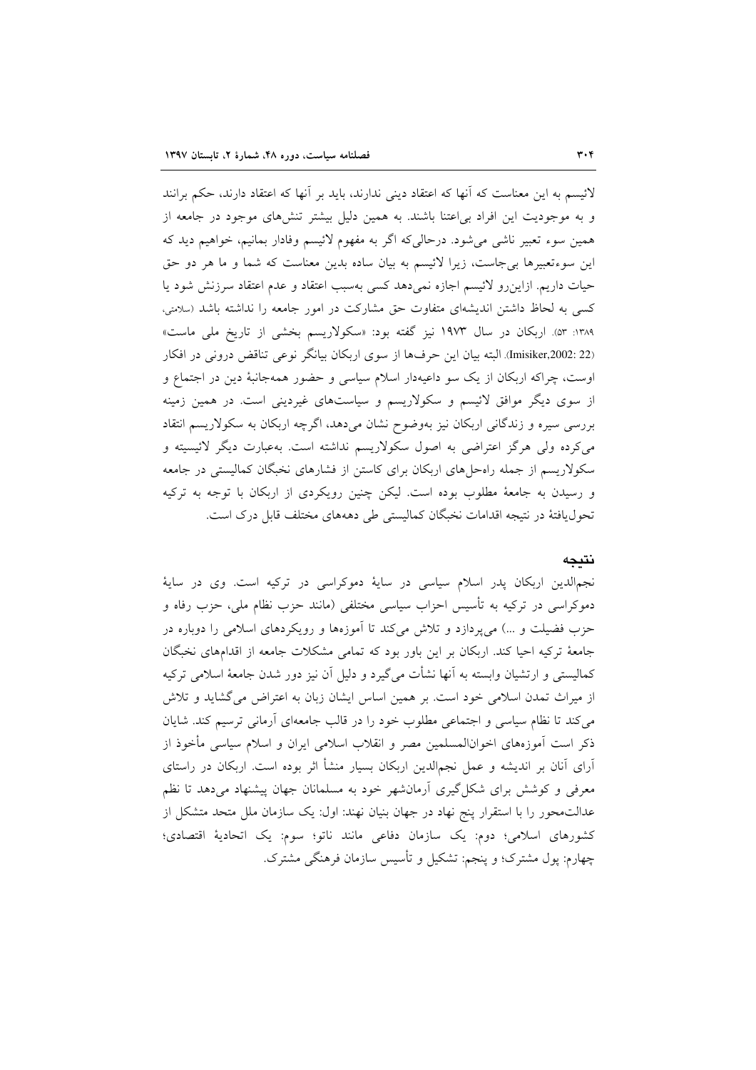لائیسم به این معناست که آنها که اعتقاد دینی ندارند، باید بر آنها که اعتقاد دارند، حکم برانند و به موجودیت این افراد بی‌اعتنا باشند. به همین دلیل بیشتر تنش‌های موجود در جامعه از همین سوء تعبیر ناشی می‌شود. درحالی‌که اگر به مفهوم لائیسم وفادار بمانیم، خواهیم دید که این سوءتعبیرها بی‌جاست، زیرا لائیسم به بیان ساده بدین معناست که شما و ما هر دو حق حیات داریم. ازاین‌رو لائیسم اجازه نمی‌دهد کسی به‌سبب اعتقاد و عدم اعتقاد سرزنش شود یا کسی به لحاظ داشتن اندیشه‌ای متفاوت حق مشارکت در امور جامعه را نداشته باشد (سلامتی، ۱۳۸۹: ۵۳). اربکان در سال ۱۹۷۳ نیز گفته بود: «سکولاریسم بخشی از تاریخ ملی ماست» (Imisiker,2002: 22). البته بیان این حرف‌ها از سوی اربکان بیانگر نوعی تناقض درونی در افکار اوست، چراکه اربکان از یک سو داعیه‌دار اسلام سیاسی و حضور همه‌جانبهٔ دین در اجتماع و از سوی دیگر موافق لائیسم و سکولاریسم و سیاست‌های غیردینی است. در همین زمینه بررسی سیره و زندگانی اربکان نیز به‌وضوح نشان می‌دهد، اگرچه اربکان به سکولاریسم انتقاد می‌کرده ولی هرگز اعتراضی به اصول سکولاریسم نداشته است. به‌عبارت دیگر لائیسیته و سکولاریسم از جمله راه‌حل‌های اربکان برای کاستن از فشارهای نخبگان کمالیستی در جامعه و رسیدن به جامعهٔ مطلوب بوده است. لیکن چنین رویکردی از اربکان با توجه به ترکیه تحول‌یافتهٔ در نتیجه اقدامات نخبگان کمالیستی طی دهه‌های مختلف قابل درک است.

## نتیجه

نجم‌الدین اربکان پدر اسلام سیاسی در سایهٔ دموکراسی در ترکیه است. وی در سایهٔ دموکراسی در ترکیه به تأسیس احزاب سیاسی مختلفی (مانند حزب نظام ملی، حزب رفاه و حزب فضیلت و ...) می‌پردازد و تلاش می‌کند تا آموزه‌ها و رویکردهای اسلامی را دوباره در جامعهٔ ترکیه احیا کند. اربکان بر این باور بود که تمامی مشکلات جامعه از اقدام‌های نخبگان کمالیستی و ارتشیان وابسته به آنها نشأت می‌گیرد و دلیل آن نیز دور شدن جامعهٔ اسلامی ترکیه از میراث تمدن اسلامی خود است. بر همین اساس ایشان زبان به اعتراض می‌گشاید و تلاش می‌کند تا نظام سیاسی و اجتماعی مطلوب خود را در قالب جامعه‌ای آرمانی ترسیم کند. شایان ذکر است آموزه‌های اخوان‌المسلمین مصر و انقلاب اسلامی ایران و اسلام سیاسی مأخوذ از آرای آنان بر اندیشه و عمل نجم‌الدین اربکان بسیار منشأ اثر بوده است. اربکان در راستای معرفی و کوشش برای شکل‌گیری آرمان‌شهر خود به مسلمانان جهان پیشنهاد می‌دهد تا نظم عدالت‌محور را با استقرار پنج نهاد در جهان بنیان نهند: اول: یک سازمان ملل متحد متشکل از کشورهای اسلامی؛ دوم: یک سازمان دفاعی مانند ناتو؛ سوم: یک اتحادیهٔ اقتصادی؛ چهارم: پول مشترک؛ و پنجم: تشکیل و تأسیس سازمان فرهنگی مشترک.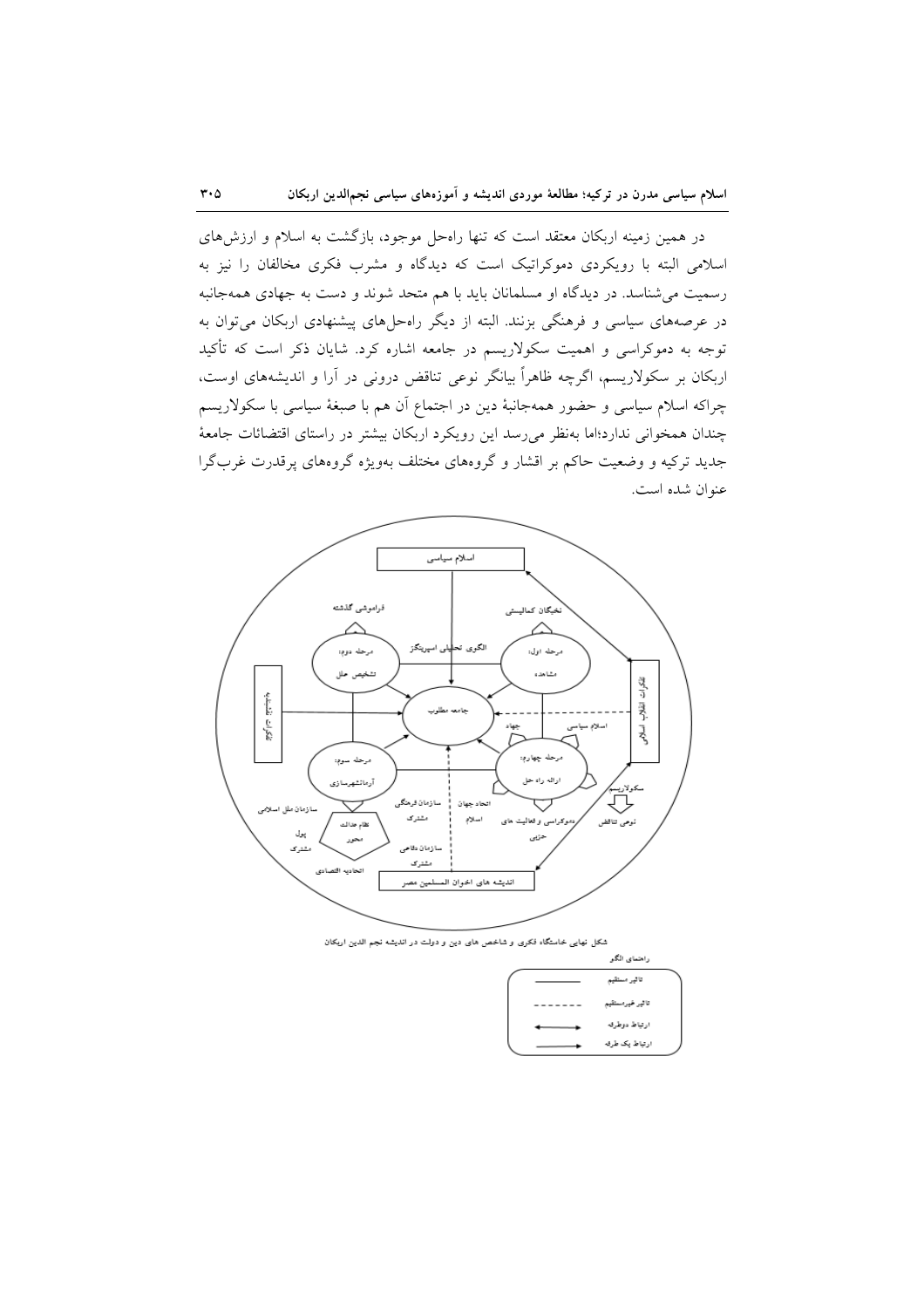در همین زمینه اربکان معتقد است که تنها راه‌حل موجود، بازگشت به اسلام و ارزش‌های اسلامی البته با رویکردی دموکراتیک است که دیدگاه و مشرب فکری مخالفان را نیز به رسمیت می‌شناسد. در دیدگاه او مسلمانان باید با هم متحد شوند و دست به جهادی همه‌جانبه در عرصه‌های سیاسی و فرهنگی بزنند. البته از دیگر راه‌حل‌های پیشنهادی اربکان می‌توان به توجه به دموکراسی و اهمیت سکولاریسم در جامعه اشاره کرد. شایان ذکر است که تأکید اربکان بر سکولاریسم، اگرچه ظاهراً بیانگر نوعی تناقض درونی در آرا و اندیشه‌های اوست، چراکه اسلام سیاسی و حضور همه‌جانبهٔ دین در اجتماع آن هم با صبغهٔ سیاسی با سکولاریسم چندان همخوانی ندارد؛اما به‌نظر می‌رسد این رویکرد اربکان بیشتر در راستای اقتضائات جامعهٔ جدید ترکیه و وضعیت حاکم بر اقشار و گروه‌های مختلف به‌ویژه گروه‌های پرقدرت غرب‌گرا عنوان شده است.

شکل نهایی خاستگاه فکری و شاخص های دین و دولت در اندیشه نجم الدین اربکان

راهنمای الگو

| | |
|---|---|
| تاثیر مستقیم | ——— |
| تاثیر غیرمستقیم | - - - - - - |
| ارتباط دوطرفه | ⟷ |
| ارتباط یک طرفه | ⟶ |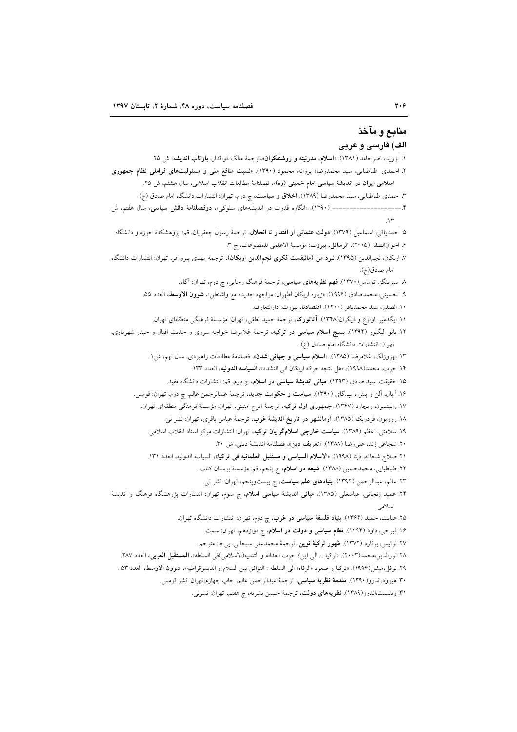## منابع و مآخذ

### الف) فارسی و عربی

۱. ابوزید، نصرحامد (۱۳۸۱). «**اسلام، مدرنیته و روشنفکران**»، ترجمهٔ مالک ذوالقدر، **بازتاب اندیشه**، ش ۲۵.

۲. احمدی طباطبایی، سید محمدرضا؛ پروانه، محمود (۱۳۹۰). «**نسبت منافع ملی و مسئولیت‌های فراملی نظام جمهوری اسلامی ایران در اندیشهٔ سیاسی امام خمینی (ره)**»، فصلنامهٔ مطالعات انقلاب اسلامی، سال هشتم، ش ۲۵.

۳. احمدی طباطبایی، سید محمدرضا (۱۳۸۹). **اخلاق و سیاست**، چ دوم، تهران: انتشارات دانشگاه امام صادق (ع).

۴.------------------- (۱۳۹۰). «انگاره قدرت در اندیشه‌های سلوکی»، **دوفصلنامهٔ دانش سیاسی**، سال هفتم، ش ۱۳.

۵. احمدیاقی، اسماعیل (۱۳۷۹). **دولت عثمانی از اقتدار تا انحلال**، ترجمهٔ رسول جعفریان، قم: پژوهشکدهٔ حوزه و دانشگاه.

۶. اخوان‌الصفا (۲۰۰۵). **الرسائل، بیروت**: مؤسسهٔ الاعلمی للمطبوعات، ج ۳.

۷. اربکان، نجم‌الدین (۱۳۹۵). **نبرد من (مانیفست فکری نجم‌الدین اربکان)**، ترجمهٔ مهدی پیروزفر، تهران: انتشارات دانشگاه امام صادق(ع).

۸. اسپرینگز، توماس(۱۳۷۰). **فهم نظریه‌های سیاسی**، ترجمهٔ فرهنگ رجایی، چ دوم، تهران: آگاه.

۹. الحسینی، محمدصادق (۱۹۹۶). «زیاره اربکان لطهران: مواجهه جدیده مع واشنطن»، **شوون الاوسط**، العدد ۵۵.

۱۰. الصدر، سید محمدباقر (۱۴۰۰). **اقتصادنا**، بیروت: دارالتعارف.

۱۱. ایگدمیر، اولوغ و دیگران(۱۳۴۸). **آتاتورک**، ترجمهٔ حمید نطقی، تهران: مؤسسهٔ فرهنگی منطقه‌ای تهران.

۱۲. بانو الیگیور (۱۳۹۴). **بسیج اسلام سیاسی در ترکیه**، ترجمهٔ غلامرضا خواجه سروی و حدیث اقبال و حیدر شهریاری، تهران: انتشارات دانشگاه امام صادق (ع).

۱۳. بهروزلک، غلامرضا (۱۳۸۵). «**اسلام سیاسی و جهانی شدن**»، فصلنامهٔ مطالعات راهبردی، سال نهم، ش ۱.

۱۴. حرب، محمد(۱۹۹۸). «هل تنتجه حرکه اربکان الی التشدد»، **السیاسه الدولیه**، العدد ۱۳۳.

۱۵. حقیقت، سید صادق (۱۳۹۳). **مبانی اندیشهٔ سیاسی در اسلام**، چ دوم، قم: انتشارات دانشگاه مفید.

۱۶. آ.بال، آلن و پیترز، ب.گای (۱۳۹۰). **سیاست و حکومت جدید**، ترجمهٔ عبدالرحمن عالم، چ دوم، تهران: قومس.

۱۷. رابینسون، ریچارد (۱۳۴۷). **جمهوری اول ترکیه**، ترجمهٔ ایرج امینی، تهران: مؤسسهٔ فرهنگی منطقه‌ای تهران.

۱۸. روویون، فردریک (۱۳۸۵). **آرمانشهر در تاریخ اندیشهٔ غرب**، ترجمهٔ عباس باقری، تهران: نشر نی.

۱۹. سلامتی، اعظم (۱۳۸۹). **سیاست خارجی اسلام‌گرایان ترکیه**، تهران: انتشارات مرکز اسناد انقلاب اسلامی.

۲۰. شجاعی زند، علی‌رضا (۱۳۸۸). «**تعریف دین**»، فصلنامهٔ اندیشهٔ دینی، ش ۳۰.

۲۱. صلاح شحاته، دینا (۱۹۹۸). «**الاسلام السیاسی و مستقبل العلمانیه فی ترکیا**»، السیاسه الدولیه، العدد ۱۳۱.

۲۲. طباطبایی، محمدحسین (۱۳۸۸). **شیعه در اسلام**، چ پنجم، قم: مؤسسهٔ بوستان کتاب.

۲۳. عالم، عبدالرحمن (۱۳۹۲). **بنیادهای علم سیاست**، چ بیست‌وپنجم، تهران: نشر نی.

۲۴. عمید زنجانی، عباسعلی (۱۳۸۵)، **مبانی اندیشهٔ سیاسی اسلام**، چ سوم، تهران: انتشارات پژوهشگاه فرهنگ و اندیشهٔ اسلامی.

۲۵. عنایت، حمید (۱۳۶۴). **بنیاد فلسفهٔ سیاسی در غرب**، چ دوم، تهران: انتشارات دانشگاه تهران.

۲۶. فیرحی، داود (۱۳۹۴). **نظام سیاسی و دولت در اسلام**، چ دوازدهم، تهران: سمت

۲۷. لوئیس، برنارد (۱۳۷۲). **ظهور ترکیهٔ نوین**، ترجمهٔ محمدعلی سبحانی، بی‌جا: مترجم.

۲۸. نورالدین،محمد(۲۰۰۳). «ترکیا ... الی این؟ حزب العداله و التنمیه(الاسلامی)فی السلطه»، **المستقبل العربی**، العدد ۲۸۷.

۲۹. نوفل،میشل(۱۹۹۶). «ترکیا و صعود «الرفاه» الی السلطه : التوافق بین السلام و الدیموقراطیه»، **شوون الاوسط**، العدد ۵۳ .

۳۰. هیوود،اندرو(۱۳۹۰). **مقدمهٔ نظریهٔ سیاسی**، ترجمهٔ عبدالرحمن عالم، چاپ چهارم،تهران: نشر قومس.

۳۱. وینسنت،اندرو(۱۳۸۹). **نظریه‌های دولت**، ترجمهٔ حسین بشریه، چ هفتم، تهران: نشرنی.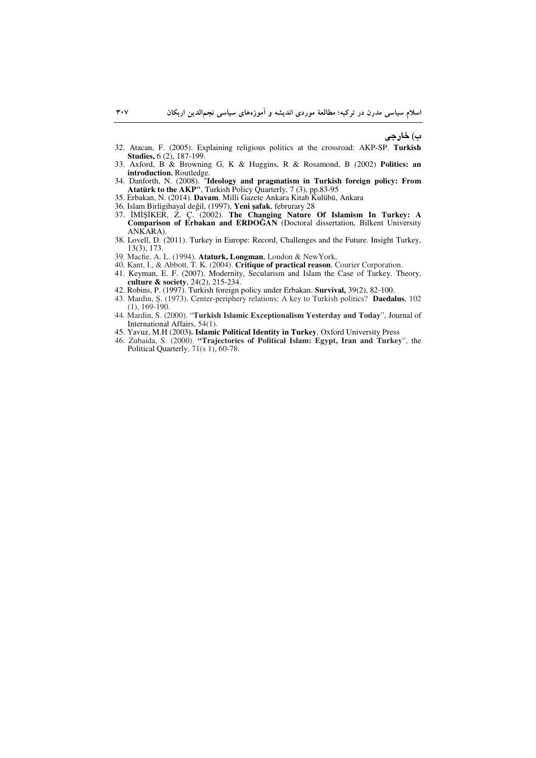## ب) خارجی

32. Atacan, F. (2005). Explaining religious politics at the crossroad: AKP-SP. **Turkish Studies,** 6 (2), 187-199.
33. Axford, B & Browning G, K & Huggins, R & Rosamond, B (2002) **Politics: an introduction.** Routledge.
34. Danforth, N. (2008). "**Ideology and pragmatism in Turkish foreign policy: From Atatürk to the AKP"**, Turkish Policy Quarterly, 7 (3), pp.83-95
35. Erbakan, N. (2014). **Davam**. Milli Gazete Ankara Kitab Kulübü, Ankara
36. Islam Birligihayal değil, (1997), **Yeni şafak**, februrary 28
37. İMİŞİKER, Z. Ç. (2002). **The Changing Nature Of Islamism In Turkey: A Comparison of Erbakan and ERDOĞAN** (Doctoral dissertation, Bilkent University ANKARA).
38. Lovell, D. (2011). Turkey in Europe: Record, Challenges and the Future. Insight Turkey, 13(3), 173.
39. Macfie, A. L. (1994). **Ataturk, Longman**, London & NewYork,
40. Kant, I., & Abbott, T. K. (2004). **Critique of practical reason**. Courier Corporation.
41. Keyman, E. F. (2007). Modernity, Secularism and Islam the Case of Turkey. Theory, **culture & society**, 24(2), 215-234.
42. Robins, P. (1997). Turkish foreign policy under Erbakan. **Survival,** 39(2), 82-100.
43. Mardin, Ş. (1973). Center-periphery relations: A key to Turkish politics? **Daedalus**, 102 (1), 169-190.
44. Mardin, S. (2000). "**Turkish Islamic Exceptionalism Yesterday and Today**", Journal of International Affairs, 54(1).
45. Yavuz, M.H (2003**). Islamic Political Identity in Turkey**, Oxford University Press
46. Zubaida, S. (2000). **"Trajectories of Political Islam: Egypt, Iran and Turkey**", the Political Quarterly, 71(s 1), 60-78.